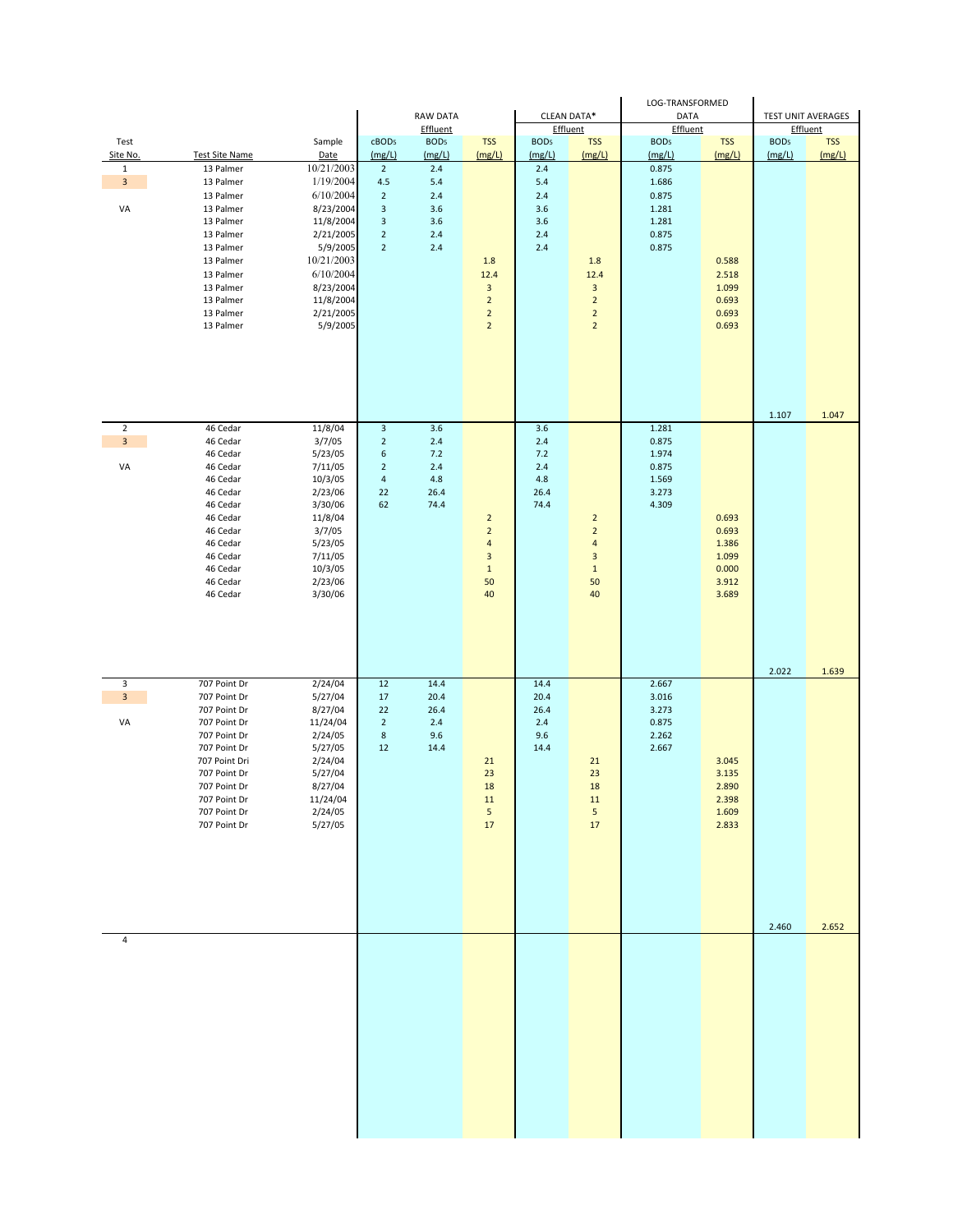| Test Site No. | Test Site Name | Sample Date | RAW DATA Effluent cBOD5 (mg/L) | RAW DATA Effluent BOD5 (mg/L) | RAW DATA Effluent TSS (mg/L) | CLEAN DATA* Effluent BOD5 (mg/L) | CLEAN DATA* Effluent TSS (mg/L) | LOG-TRANSFORMED DATA Effluent BOD5 (mg/L) | LOG-TRANSFORMED DATA Effluent TSS (mg/L) | TEST UNIT AVERAGES Effluent BOD5 (mg/L) | TEST UNIT AVERAGES Effluent TSS (mg/L) |
|---|---|---|---|---|---|---|---|---|---|---|---|
| 1 | 13 Palmer | 10/21/2003 | 2 | 2.4 | | 2.4 | | 0.875 | | | |
| 3 | 13 Palmer | 1/19/2004 | 4.5 | 5.4 | | 5.4 | | 1.686 | | | |
| | 13 Palmer | 6/10/2004 | 2 | 2.4 | | 2.4 | | 0.875 | | | |
| VA | 13 Palmer | 8/23/2004 | 3 | 3.6 | | 3.6 | | 1.281 | | | |
| | 13 Palmer | 11/8/2004 | 3 | 3.6 | | 3.6 | | 1.281 | | | |
| | 13 Palmer | 2/21/2005 | 2 | 2.4 | | 2.4 | | 0.875 | | | |
| | 13 Palmer | 5/9/2005 | 2 | 2.4 | | 2.4 | | 0.875 | | | |
| | 13 Palmer | 10/21/2003 | | | 1.8 | | 1.8 | | 0.588 | | |
| | 13 Palmer | 6/10/2004 | | | 12.4 | | 12.4 | | 2.518 | | |
| | 13 Palmer | 8/23/2004 | | | 3 | | 3 | | 1.099 | | |
| | 13 Palmer | 11/8/2004 | | | 2 | | 2 | | 0.693 | | |
| | 13 Palmer | 2/21/2005 | | | 2 | | 2 | | 0.693 | | |
| | 13 Palmer | 5/9/2005 | | | 2 | | 2 | | 0.693 | | |
| | | | | | | | | | | 1.107 | 1.047 |
| 2 | 46 Cedar | 11/8/04 | 3 | 3.6 | | 3.6 | | 1.281 | | | |
| 3 | 46 Cedar | 3/7/05 | 2 | 2.4 | | 2.4 | | 0.875 | | | |
| | 46 Cedar | 5/23/05 | 6 | 7.2 | | 7.2 | | 1.974 | | | |
| VA | 46 Cedar | 7/11/05 | 2 | 2.4 | | 2.4 | | 0.875 | | | |
| | 46 Cedar | 10/3/05 | 4 | 4.8 | | 4.8 | | 1.569 | | | |
| | 46 Cedar | 2/23/06 | 22 | 26.4 | | 26.4 | | 3.273 | | | |
| | 46 Cedar | 3/30/06 | 62 | 74.4 | | 74.4 | | 4.309 | | | |
| | 46 Cedar | 11/8/04 | | | 2 | | 2 | | 0.693 | | |
| | 46 Cedar | 3/7/05 | | | 2 | | 2 | | 0.693 | | |
| | 46 Cedar | 5/23/05 | | | 4 | | 4 | | 1.386 | | |
| | 46 Cedar | 7/11/05 | | | 3 | | 3 | | 1.099 | | |
| | 46 Cedar | 10/3/05 | | | 1 | | 1 | | 0.000 | | |
| | 46 Cedar | 2/23/06 | | | 50 | | 50 | | 3.912 | | |
| | 46 Cedar | 3/30/06 | | | 40 | | 40 | | 3.689 | | |
| | | | | | | | | | | 2.022 | 1.639 |
| 3 | 707 Point Dr | 2/24/04 | 12 | 14.4 | | 14.4 | | 2.667 | | | |
| 3 | 707 Point Dr | 5/27/04 | 17 | 20.4 | | 20.4 | | 3.016 | | | |
| | 707 Point Dr | 8/27/04 | 22 | 26.4 | | 26.4 | | 3.273 | | | |
| VA | 707 Point Dr | 11/24/04 | 2 | 2.4 | | 2.4 | | 0.875 | | | |
| | 707 Point Dr | 2/24/05 | 8 | 9.6 | | 9.6 | | 2.262 | | | |
| | 707 Point Dr | 5/27/05 | 12 | 14.4 | | 14.4 | | 2.667 | | | |
| | 707 Point Dri | 2/24/04 | | | 21 | | 21 | | 3.045 | | |
| | 707 Point Dr | 5/27/04 | | | 23 | | 23 | | 3.135 | | |
| | 707 Point Dr | 8/27/04 | | | 18 | | 18 | | 2.890 | | |
| | 707 Point Dr | 11/24/04 | | | 11 | | 11 | | 2.398 | | |
| | 707 Point Dr | 2/24/05 | | | 5 | | 5 | | 1.609 | | |
| | 707 Point Dr | 5/27/05 | | | 17 | | 17 | | 2.833 | | |
| | | | | | | | | | | 2.460 | 2.652 |
| 4 | | | | | | | | | | | |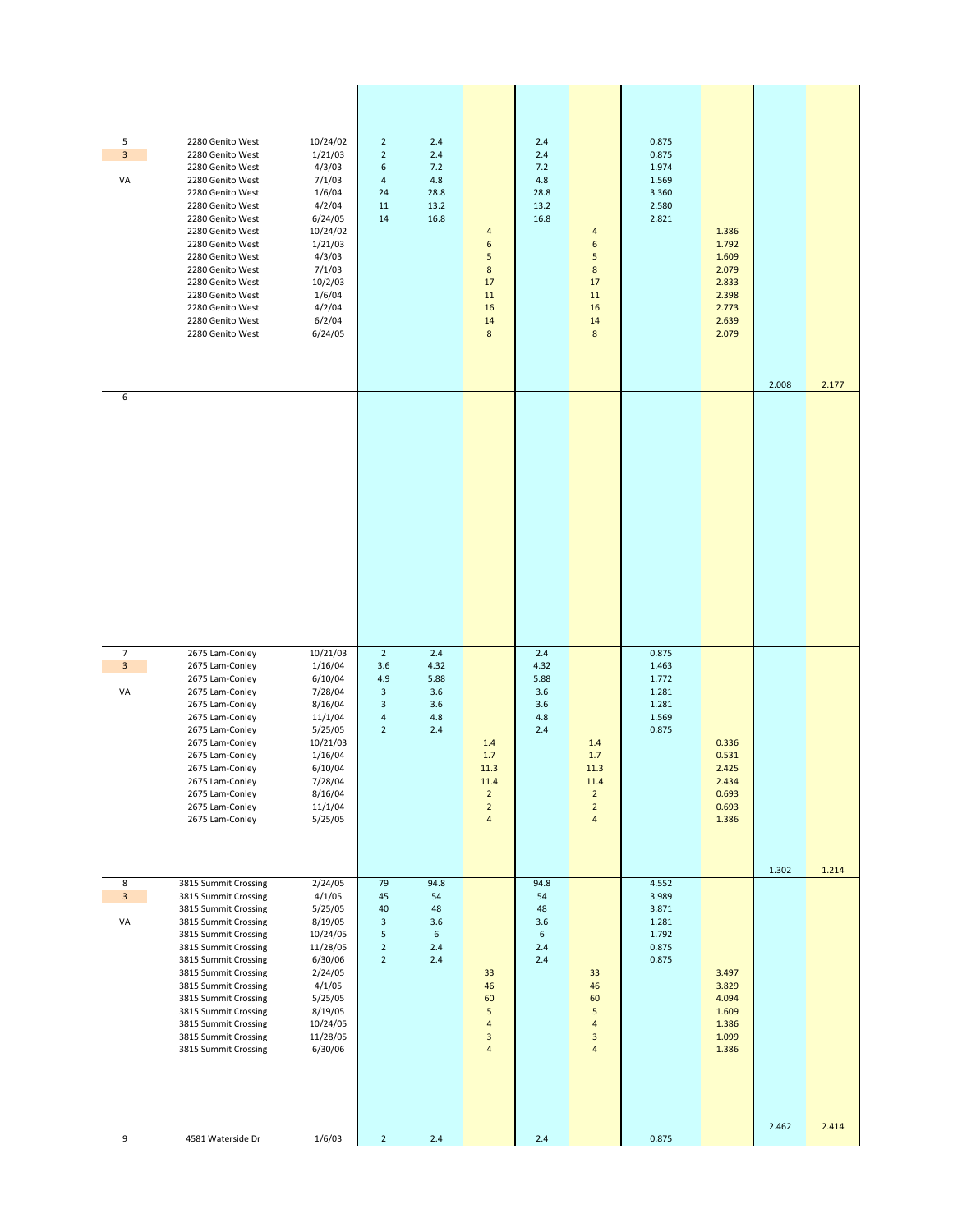| | | | | | | | | | | | | |
|---|---|---|---|---|---|---|---|---|---|---|---|---|
| 5 | 2280 Genito West | 10/24/02 | 2 | 2.4 | | 2.4 | | 0.875 | | | |
| 3 | 2280 Genito West | 1/21/03 | 2 | 2.4 | | 2.4 | | 0.875 | | | |
| | 2280 Genito West | 4/3/03 | 6 | 7.2 | | 7.2 | | 1.974 | | | |
| VA | 2280 Genito West | 7/1/03 | 4 | 4.8 | | 4.8 | | 1.569 | | | |
| | 2280 Genito West | 1/6/04 | 24 | 28.8 | | 28.8 | | 3.360 | | | |
| | 2280 Genito West | 4/2/04 | 11 | 13.2 | | 13.2 | | 2.580 | | | |
| | 2280 Genito West | 6/24/05 | 14 | 16.8 | | 16.8 | | 2.821 | | | |
| | 2280 Genito West | 10/24/02 | | | 4 | | 4 | | 1.386 | | |
| | 2280 Genito West | 1/21/03 | | | 6 | | 6 | | 1.792 | | |
| | 2280 Genito West | 4/3/03 | | | 5 | | 5 | | 1.609 | | |
| | 2280 Genito West | 7/1/03 | | | 8 | | 8 | | 2.079 | | |
| | 2280 Genito West | 10/2/03 | | | 17 | | 17 | | 2.833 | | |
| | 2280 Genito West | 1/6/04 | | | 11 | | 11 | | 2.398 | | |
| | 2280 Genito West | 4/2/04 | | | 16 | | 16 | | 2.773 | | |
| | 2280 Genito West | 6/2/04 | | | 14 | | 14 | | 2.639 | | |
| | 2280 Genito West | 6/24/05 | | | 8 | | 8 | | 2.079 | | |
| | | | | | | | | | | 2.008 | 2.177 |
| 6 | | | | | | | | | | | |
| 7 | 2675 Lam-Conley | 10/21/03 | 2 | 2.4 | | 2.4 | | 0.875 | | | |
| 3 | 2675 Lam-Conley | 1/16/04 | 3.6 | 4.32 | | 4.32 | | 1.463 | | | |
| | 2675 Lam-Conley | 6/10/04 | 4.9 | 5.88 | | 5.88 | | 1.772 | | | |
| VA | 2675 Lam-Conley | 7/28/04 | 3 | 3.6 | | 3.6 | | 1.281 | | | |
| | 2675 Lam-Conley | 8/16/04 | 3 | 3.6 | | 3.6 | | 1.281 | | | |
| | 2675 Lam-Conley | 11/1/04 | 4 | 4.8 | | 4.8 | | 1.569 | | | |
| | 2675 Lam-Conley | 5/25/05 | 2 | 2.4 | | 2.4 | | 0.875 | | | |
| | 2675 Lam-Conley | 10/21/03 | | | 1.4 | | 1.4 | | 0.336 | | |
| | 2675 Lam-Conley | 1/16/04 | | | 1.7 | | 1.7 | | 0.531 | | |
| | 2675 Lam-Conley | 6/10/04 | | | 11.3 | | 11.3 | | 2.425 | | |
| | 2675 Lam-Conley | 7/28/04 | | | 11.4 | | 11.4 | | 2.434 | | |
| | 2675 Lam-Conley | 8/16/04 | | | 2 | | 2 | | 0.693 | | |
| | 2675 Lam-Conley | 11/1/04 | | | 2 | | 2 | | 0.693 | | |
| | 2675 Lam-Conley | 5/25/05 | | | 4 | | 4 | | 1.386 | | |
| | | | | | | | | | | 1.302 | 1.214 |
| 8 | 3815 Summit Crossing | 2/24/05 | 79 | 94.8 | | 94.8 | | 4.552 | | | |
| 3 | 3815 Summit Crossing | 4/1/05 | 45 | 54 | | 54 | | 3.989 | | | |
| | 3815 Summit Crossing | 5/25/05 | 40 | 48 | | 48 | | 3.871 | | | |
| VA | 3815 Summit Crossing | 8/19/05 | 3 | 3.6 | | 3.6 | | 1.281 | | | |
| | 3815 Summit Crossing | 10/24/05 | 5 | 6 | | 6 | | 1.792 | | | |
| | 3815 Summit Crossing | 11/28/05 | 2 | 2.4 | | 2.4 | | 0.875 | | | |
| | 3815 Summit Crossing | 6/30/06 | 2 | 2.4 | | 2.4 | | 0.875 | | | |
| | 3815 Summit Crossing | 2/24/05 | | | 33 | | 33 | | 3.497 | | |
| | 3815 Summit Crossing | 4/1/05 | | | 46 | | 46 | | 3.829 | | |
| | 3815 Summit Crossing | 5/25/05 | | | 60 | | 60 | | 4.094 | | |
| | 3815 Summit Crossing | 8/19/05 | | | 5 | | 5 | | 1.609 | | |
| | 3815 Summit Crossing | 10/24/05 | | | 4 | | 4 | | 1.386 | | |
| | 3815 Summit Crossing | 11/28/05 | | | 3 | | 3 | | 1.099 | | |
| | 3815 Summit Crossing | 6/30/06 | | | 4 | | 4 | | 1.386 | | |
| | | | | | | | | | | 2.462 | 2.414 |
| 9 | 4581 Waterside Dr | 1/6/03 | 2 | 2.4 | | 2.4 | | 0.875 | | | |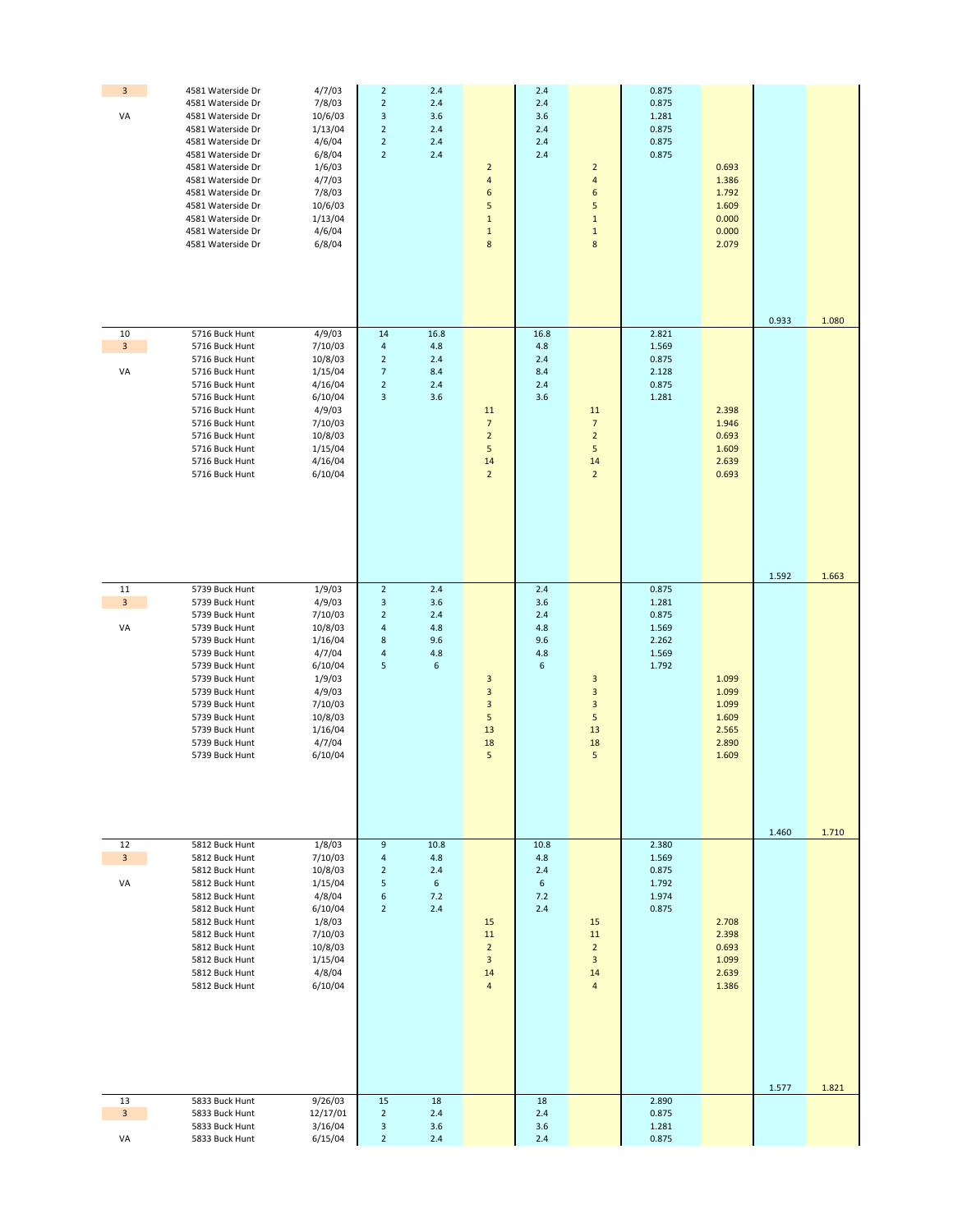| | | | | | | | | | | | |
|---|---|---|---|---|---|---|---|---|---|---|---|
| 3 | 4581 Waterside Dr | 4/7/03 | 2 | 2.4 | | 2.4 | | 0.875 | | | |
| | 4581 Waterside Dr | 7/8/03 | 2 | 2.4 | | 2.4 | | 0.875 | | | |
| VA | 4581 Waterside Dr | 10/6/03 | 3 | 3.6 | | 3.6 | | 1.281 | | | |
| | 4581 Waterside Dr | 1/13/04 | 2 | 2.4 | | 2.4 | | 0.875 | | | |
| | 4581 Waterside Dr | 4/6/04 | 2 | 2.4 | | 2.4 | | 0.875 | | | |
| | 4581 Waterside Dr | 6/8/04 | 2 | 2.4 | | 2.4 | | 0.875 | | | |
| | 4581 Waterside Dr | 1/6/03 | | | 2 | | 2 | | 0.693 | | |
| | 4581 Waterside Dr | 4/7/03 | | | 4 | | 4 | | 1.386 | | |
| | 4581 Waterside Dr | 7/8/03 | | | 6 | | 6 | | 1.792 | | |
| | 4581 Waterside Dr | 10/6/03 | | | 5 | | 5 | | 1.609 | | |
| | 4581 Waterside Dr | 1/13/04 | | | 1 | | 1 | | 0.000 | | |
| | 4581 Waterside Dr | 4/6/04 | | | 1 | | 1 | | 0.000 | | |
| | 4581 Waterside Dr | 6/8/04 | | | 8 | | 8 | | 2.079 | | |
| | | | | | | | | | | 0.933 | 1.080 |
| 10 | 5716 Buck Hunt | 4/9/03 | 14 | 16.8 | | 16.8 | | 2.821 | | | |
| 3 | 5716 Buck Hunt | 7/10/03 | 4 | 4.8 | | 4.8 | | 1.569 | | | |
| | 5716 Buck Hunt | 10/8/03 | 2 | 2.4 | | 2.4 | | 0.875 | | | |
| VA | 5716 Buck Hunt | 1/15/04 | 7 | 8.4 | | 8.4 | | 2.128 | | | |
| | 5716 Buck Hunt | 4/16/04 | 2 | 2.4 | | 2.4 | | 0.875 | | | |
| | 5716 Buck Hunt | 6/10/04 | 3 | 3.6 | | 3.6 | | 1.281 | | | |
| | 5716 Buck Hunt | 4/9/03 | | | 11 | | 11 | | 2.398 | | |
| | 5716 Buck Hunt | 7/10/03 | | | 7 | | 7 | | 1.946 | | |
| | 5716 Buck Hunt | 10/8/03 | | | 2 | | 2 | | 0.693 | | |
| | 5716 Buck Hunt | 1/15/04 | | | 5 | | 5 | | 1.609 | | |
| | 5716 Buck Hunt | 4/16/04 | | | 14 | | 14 | | 2.639 | | |
| | 5716 Buck Hunt | 6/10/04 | | | 2 | | 2 | | 0.693 | | |
| | | | | | | | | | | 1.592 | 1.663 |
| 11 | 5739 Buck Hunt | 1/9/03 | 2 | 2.4 | | 2.4 | | 0.875 | | | |
| 3 | 5739 Buck Hunt | 4/9/03 | 3 | 3.6 | | 3.6 | | 1.281 | | | |
| | 5739 Buck Hunt | 7/10/03 | 2 | 2.4 | | 2.4 | | 0.875 | | | |
| VA | 5739 Buck Hunt | 10/8/03 | 4 | 4.8 | | 4.8 | | 1.569 | | | |
| | 5739 Buck Hunt | 1/16/04 | 8 | 9.6 | | 9.6 | | 2.262 | | | |
| | 5739 Buck Hunt | 4/7/04 | 4 | 4.8 | | 4.8 | | 1.569 | | | |
| | 5739 Buck Hunt | 6/10/04 | 5 | 6 | | 6 | | 1.792 | | | |
| | 5739 Buck Hunt | 1/9/03 | | | 3 | | 3 | | 1.099 | | |
| | 5739 Buck Hunt | 4/9/03 | | | 3 | | 3 | | 1.099 | | |
| | 5739 Buck Hunt | 7/10/03 | | | 3 | | 3 | | 1.099 | | |
| | 5739 Buck Hunt | 10/8/03 | | | 5 | | 5 | | 1.609 | | |
| | 5739 Buck Hunt | 1/16/04 | | | 13 | | 13 | | 2.565 | | |
| | 5739 Buck Hunt | 4/7/04 | | | 18 | | 18 | | 2.890 | | |
| | 5739 Buck Hunt | 6/10/04 | | | 5 | | 5 | | 1.609 | | |
| | | | | | | | | | | 1.460 | 1.710 |
| 12 | 5812 Buck Hunt | 1/8/03 | 9 | 10.8 | | 10.8 | | 2.380 | | | |
| 3 | 5812 Buck Hunt | 7/10/03 | 4 | 4.8 | | 4.8 | | 1.569 | | | |
| | 5812 Buck Hunt | 10/8/03 | 2 | 2.4 | | 2.4 | | 0.875 | | | |
| VA | 5812 Buck Hunt | 1/15/04 | 5 | 6 | | 6 | | 1.792 | | | |
| | 5812 Buck Hunt | 4/8/04 | 6 | 7.2 | | 7.2 | | 1.974 | | | |
| | 5812 Buck Hunt | 6/10/04 | 2 | 2.4 | | 2.4 | | 0.875 | | | |
| | 5812 Buck Hunt | 1/8/03 | | | 15 | | 15 | | 2.708 | | |
| | 5812 Buck Hunt | 7/10/03 | | | 11 | | 11 | | 2.398 | | |
| | 5812 Buck Hunt | 10/8/03 | | | 2 | | 2 | | 0.693 | | |
| | 5812 Buck Hunt | 1/15/04 | | | 3 | | 3 | | 1.099 | | |
| | 5812 Buck Hunt | 4/8/04 | | | 14 | | 14 | | 2.639 | | |
| | 5812 Buck Hunt | 6/10/04 | | | 4 | | 4 | | 1.386 | | |
| | | | | | | | | | | 1.577 | 1.821 |
| 13 | 5833 Buck Hunt | 9/26/03 | 15 | 18 | | 18 | | 2.890 | | | |
| 3 | 5833 Buck Hunt | 12/17/01 | 2 | 2.4 | | 2.4 | | 0.875 | | | |
| | 5833 Buck Hunt | 3/16/04 | 3 | 3.6 | | 3.6 | | 1.281 | | | |
| VA | 5833 Buck Hunt | 6/15/04 | 2 | 2.4 | | 2.4 | | 0.875 | | | |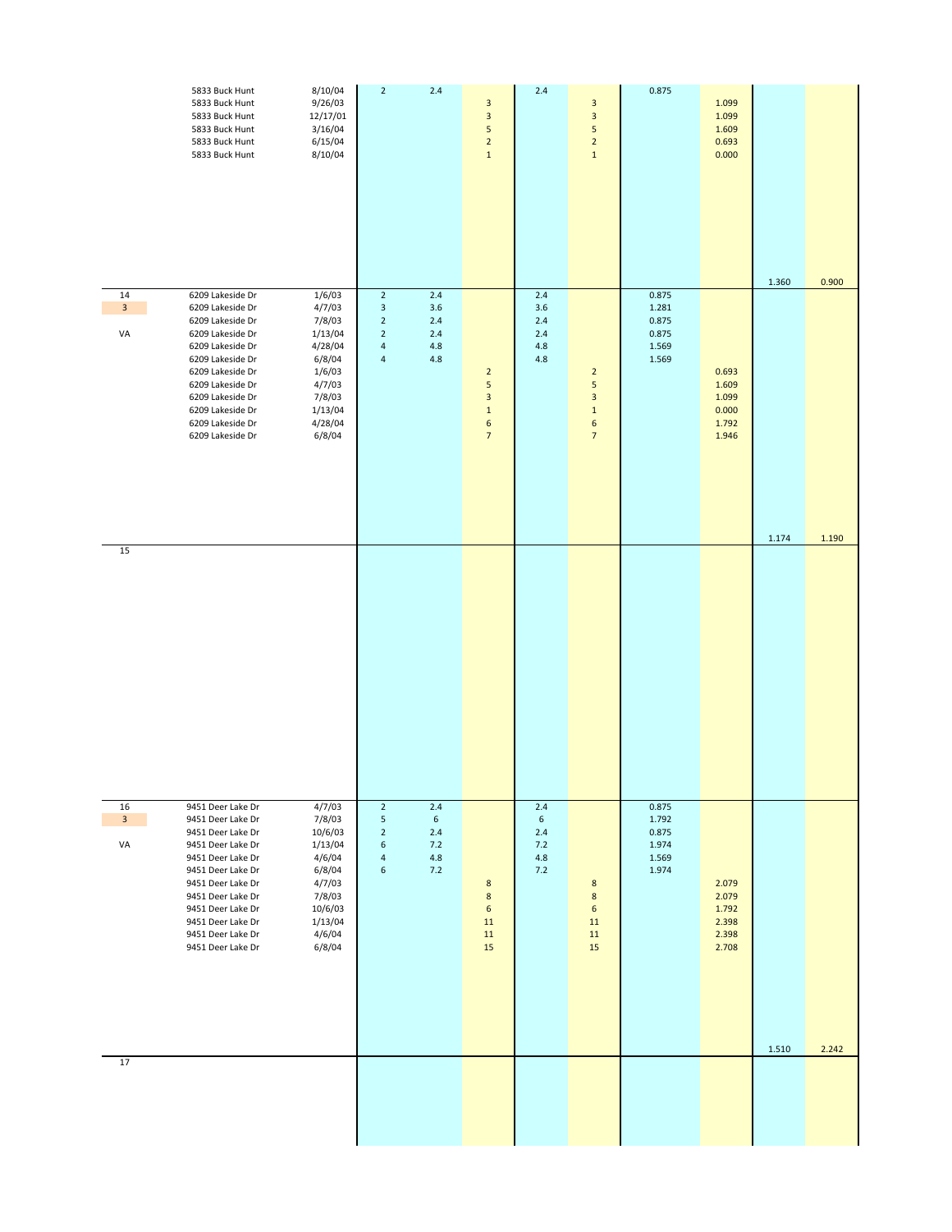| | | | | | | | | | | | |
|---|---|---|---|---|---|---|---|---|---|---|---|
| | 5833 Buck Hunt | 8/10/04 | 2 | 2.4 | | 2.4 | | 0.875 | | | |
| | 5833 Buck Hunt | 9/26/03 | | | 3 | | 3 | | 1.099 | | |
| | 5833 Buck Hunt | 12/17/01 | | | 3 | | 3 | | 1.099 | | |
| | 5833 Buck Hunt | 3/16/04 | | | 5 | | 5 | | 1.609 | | |
| | 5833 Buck Hunt | 6/15/04 | | | 2 | | 2 | | 0.693 | | |
| | 5833 Buck Hunt | 8/10/04 | | | 1 | | 1 | | 0.000 | | |
| | | | | | | | | | | 1.360 | 0.900 |
| 14 | 6209 Lakeside Dr | 1/6/03 | 2 | 2.4 | | 2.4 | | 0.875 | | | |
| 3 | 6209 Lakeside Dr | 4/7/03 | 3 | 3.6 | | 3.6 | | 1.281 | | | |
| | 6209 Lakeside Dr | 7/8/03 | 2 | 2.4 | | 2.4 | | 0.875 | | | |
| VA | 6209 Lakeside Dr | 1/13/04 | 2 | 2.4 | | 2.4 | | 0.875 | | | |
| | 6209 Lakeside Dr | 4/28/04 | 4 | 4.8 | | 4.8 | | 1.569 | | | |
| | 6209 Lakeside Dr | 6/8/04 | 4 | 4.8 | | 4.8 | | 1.569 | | | |
| | 6209 Lakeside Dr | 1/6/03 | | | 2 | | 2 | | 0.693 | | |
| | 6209 Lakeside Dr | 4/7/03 | | | 5 | | 5 | | 1.609 | | |
| | 6209 Lakeside Dr | 7/8/03 | | | 3 | | 3 | | 1.099 | | |
| | 6209 Lakeside Dr | 1/13/04 | | | 1 | | 1 | | 0.000 | | |
| | 6209 Lakeside Dr | 4/28/04 | | | 6 | | 6 | | 1.792 | | |
| | 6209 Lakeside Dr | 6/8/04 | | | 7 | | 7 | | 1.946 | | |
| | | | | | | | | | | 1.174 | 1.190 |
| 15 | | | | | | | | | | | |
| 16 | 9451 Deer Lake Dr | 4/7/03 | 2 | 2.4 | | 2.4 | | 0.875 | | | |
| 3 | 9451 Deer Lake Dr | 7/8/03 | 5 | 6 | | 6 | | 1.792 | | | |
| | 9451 Deer Lake Dr | 10/6/03 | 2 | 2.4 | | 2.4 | | 0.875 | | | |
| VA | 9451 Deer Lake Dr | 1/13/04 | 6 | 7.2 | | 7.2 | | 1.974 | | | |
| | 9451 Deer Lake Dr | 4/6/04 | 4 | 4.8 | | 4.8 | | 1.569 | | | |
| | 9451 Deer Lake Dr | 6/8/04 | 6 | 7.2 | | 7.2 | | 1.974 | | | |
| | 9451 Deer Lake Dr | 4/7/03 | | | 8 | | 8 | | 2.079 | | |
| | 9451 Deer Lake Dr | 7/8/03 | | | 8 | | 8 | | 2.079 | | |
| | 9451 Deer Lake Dr | 10/6/03 | | | 6 | | 6 | | 1.792 | | |
| | 9451 Deer Lake Dr | 1/13/04 | | | 11 | | 11 | | 2.398 | | |
| | 9451 Deer Lake Dr | 4/6/04 | | | 11 | | 11 | | 2.398 | | |
| | 9451 Deer Lake Dr | 6/8/04 | | | 15 | | 15 | | 2.708 | | |
| | | | | | | | | | | 1.510 | 2.242 |
| 17 | | | | | | | | | | | |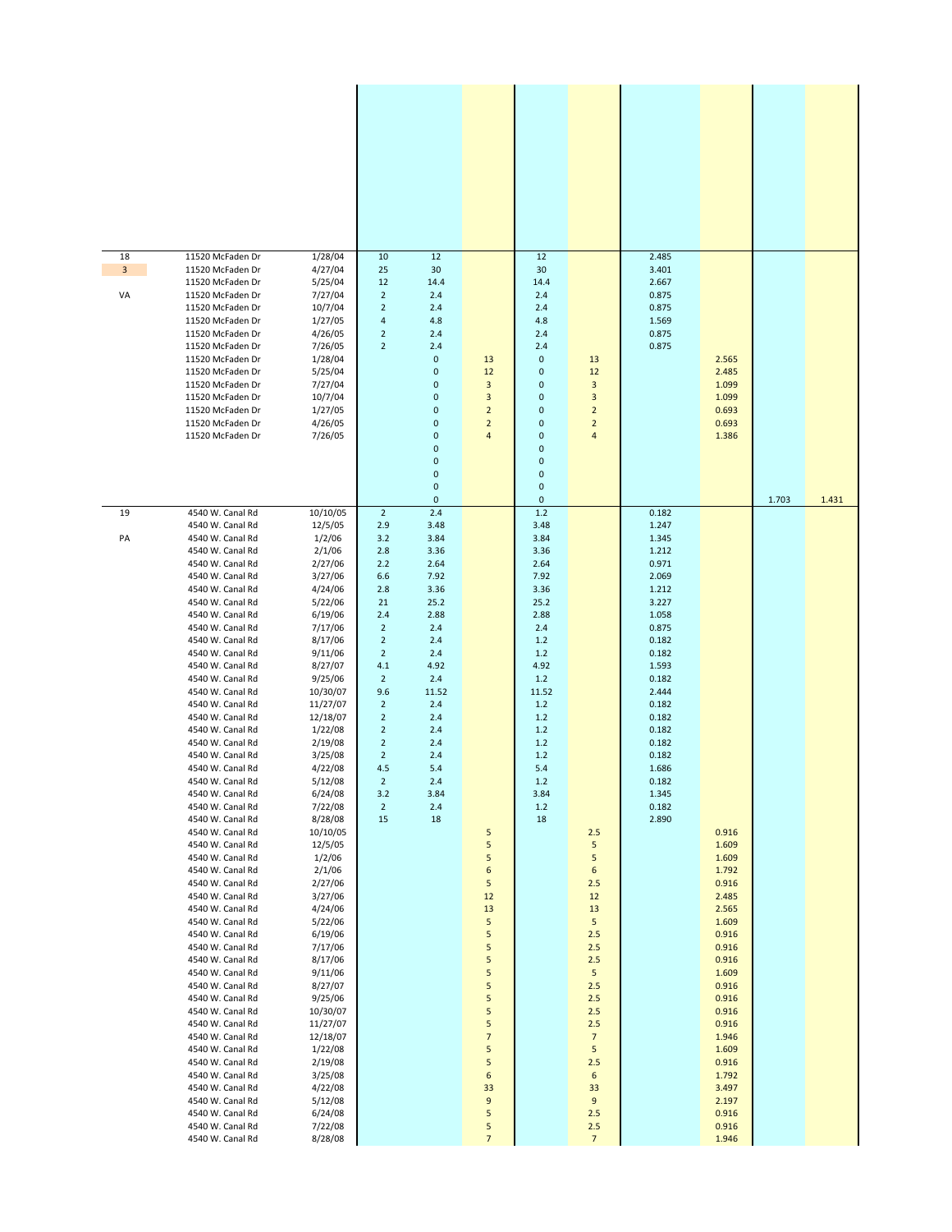| | | | | | | | | | | | |
|---|---|---|---|---|---|---|---|---|---|---|---|
| 18 | 11520 McFaden Dr | 1/28/04 | 10 | 12 | | 12 | | 2.485 | | | |
| 3 | 11520 McFaden Dr | 4/27/04 | 25 | 30 | | 30 | | 3.401 | | | |
| | 11520 McFaden Dr | 5/25/04 | 12 | 14.4 | | 14.4 | | 2.667 | | | |
| VA | 11520 McFaden Dr | 7/27/04 | 2 | 2.4 | | 2.4 | | 0.875 | | | |
| | 11520 McFaden Dr | 10/7/04 | 2 | 2.4 | | 2.4 | | 0.875 | | | |
| | 11520 McFaden Dr | 1/27/05 | 4 | 4.8 | | 4.8 | | 1.569 | | | |
| | 11520 McFaden Dr | 4/26/05 | 2 | 2.4 | | 2.4 | | 0.875 | | | |
| | 11520 McFaden Dr | 7/26/05 | 2 | 2.4 | | 2.4 | | 0.875 | | | |
| | 11520 McFaden Dr | 1/28/04 | | 0 | 13 | 0 | 13 | | 2.565 | | |
| | 11520 McFaden Dr | 5/25/04 | | 0 | 12 | 0 | 12 | | 2.485 | | |
| | 11520 McFaden Dr | 7/27/04 | | 0 | 3 | 0 | 3 | | 1.099 | | |
| | 11520 McFaden Dr | 10/7/04 | | 0 | 3 | 0 | 3 | | 1.099 | | |
| | 11520 McFaden Dr | 1/27/05 | | 0 | 2 | 0 | 2 | | 0.693 | | |
| | 11520 McFaden Dr | 4/26/05 | | 0 | 2 | 0 | 2 | | 0.693 | | |
| | 11520 McFaden Dr | 7/26/05 | | 0 | 4 | 0 | 4 | | 1.386 | | |
| | | | | 0 | | 0 | | | | | |
| | | | | 0 | | 0 | | | | | |
| | | | | 0 | | 0 | | | | | |
| | | | | 0 | | 0 | | | | | |
| | | | | 0 | | 0 | | | | 1.703 | 1.431 |
| 19 | 4540 W. Canal Rd | 10/10/05 | 2 | 2.4 | | 1.2 | | 0.182 | | | |
| | 4540 W. Canal Rd | 12/5/05 | 2.9 | 3.48 | | 3.48 | | 1.247 | | | |
| PA | 4540 W. Canal Rd | 1/2/06 | 3.2 | 3.84 | | 3.84 | | 1.345 | | | |
| | 4540 W. Canal Rd | 2/1/06 | 2.8 | 3.36 | | 3.36 | | 1.212 | | | |
| | 4540 W. Canal Rd | 2/27/06 | 2.2 | 2.64 | | 2.64 | | 0.971 | | | |
| | 4540 W. Canal Rd | 3/27/06 | 6.6 | 7.92 | | 7.92 | | 2.069 | | | |
| | 4540 W. Canal Rd | 4/24/06 | 2.8 | 3.36 | | 3.36 | | 1.212 | | | |
| | 4540 W. Canal Rd | 5/22/06 | 21 | 25.2 | | 25.2 | | 3.227 | | | |
| | 4540 W. Canal Rd | 6/19/06 | 2.4 | 2.88 | | 2.88 | | 1.058 | | | |
| | 4540 W. Canal Rd | 7/17/06 | 2 | 2.4 | | 2.4 | | 0.875 | | | |
| | 4540 W. Canal Rd | 8/17/06 | 2 | 2.4 | | 1.2 | | 0.182 | | | |
| | 4540 W. Canal Rd | 9/11/06 | 2 | 2.4 | | 1.2 | | 0.182 | | | |
| | 4540 W. Canal Rd | 8/27/07 | 4.1 | 4.92 | | 4.92 | | 1.593 | | | |
| | 4540 W. Canal Rd | 9/25/06 | 2 | 2.4 | | 1.2 | | 0.182 | | | |
| | 4540 W. Canal Rd | 10/30/07 | 9.6 | 11.52 | | 11.52 | | 2.444 | | | |
| | 4540 W. Canal Rd | 11/27/07 | 2 | 2.4 | | 1.2 | | 0.182 | | | |
| | 4540 W. Canal Rd | 12/18/07 | 2 | 2.4 | | 1.2 | | 0.182 | | | |
| | 4540 W. Canal Rd | 1/22/08 | 2 | 2.4 | | 1.2 | | 0.182 | | | |
| | 4540 W. Canal Rd | 2/19/08 | 2 | 2.4 | | 1.2 | | 0.182 | | | |
| | 4540 W. Canal Rd | 3/25/08 | 2 | 2.4 | | 1.2 | | 0.182 | | | |
| | 4540 W. Canal Rd | 4/22/08 | 4.5 | 5.4 | | 5.4 | | 1.686 | | | |
| | 4540 W. Canal Rd | 5/12/08 | 2 | 2.4 | | 1.2 | | 0.182 | | | |
| | 4540 W. Canal Rd | 6/24/08 | 3.2 | 3.84 | | 3.84 | | 1.345 | | | |
| | 4540 W. Canal Rd | 7/22/08 | 2 | 2.4 | | 1.2 | | 0.182 | | | |
| | 4540 W. Canal Rd | 8/28/08 | 15 | 18 | | 18 | | 2.890 | | | |
| | 4540 W. Canal Rd | 10/10/05 | | | 5 | | 2.5 | | 0.916 | | |
| | 4540 W. Canal Rd | 12/5/05 | | | 5 | | 5 | | 1.609 | | |
| | 4540 W. Canal Rd | 1/2/06 | | | 5 | | 5 | | 1.609 | | |
| | 4540 W. Canal Rd | 2/1/06 | | | 6 | | 6 | | 1.792 | | |
| | 4540 W. Canal Rd | 2/27/06 | | | 5 | | 2.5 | | 0.916 | | |
| | 4540 W. Canal Rd | 3/27/06 | | | 12 | | 12 | | 2.485 | | |
| | 4540 W. Canal Rd | 4/24/06 | | | 13 | | 13 | | 2.565 | | |
| | 4540 W. Canal Rd | 5/22/06 | | | 5 | | 5 | | 1.609 | | |
| | 4540 W. Canal Rd | 6/19/06 | | | 5 | | 2.5 | | 0.916 | | |
| | 4540 W. Canal Rd | 7/17/06 | | | 5 | | 2.5 | | 0.916 | | |
| | 4540 W. Canal Rd | 8/17/06 | | | 5 | | 2.5 | | 0.916 | | |
| | 4540 W. Canal Rd | 9/11/06 | | | 5 | | 5 | | 1.609 | | |
| | 4540 W. Canal Rd | 8/27/07 | | | 5 | | 2.5 | | 0.916 | | |
| | 4540 W. Canal Rd | 9/25/06 | | | 5 | | 2.5 | | 0.916 | | |
| | 4540 W. Canal Rd | 10/30/07 | | | 5 | | 2.5 | | 0.916 | | |
| | 4540 W. Canal Rd | 11/27/07 | | | 5 | | 2.5 | | 0.916 | | |
| | 4540 W. Canal Rd | 12/18/07 | | | 7 | | 7 | | 1.946 | | |
| | 4540 W. Canal Rd | 1/22/08 | | | 5 | | 5 | | 1.609 | | |
| | 4540 W. Canal Rd | 2/19/08 | | | 5 | | 2.5 | | 0.916 | | |
| | 4540 W. Canal Rd | 3/25/08 | | | 6 | | 6 | | 1.792 | | |
| | 4540 W. Canal Rd | 4/22/08 | | | 33 | | 33 | | 3.497 | | |
| | 4540 W. Canal Rd | 5/12/08 | | | 9 | | 9 | | 2.197 | | |
| | 4540 W. Canal Rd | 6/24/08 | | | 5 | | 2.5 | | 0.916 | | |
| | 4540 W. Canal Rd | 7/22/08 | | | 5 | | 2.5 | | 0.916 | | |
| | 4540 W. Canal Rd | 8/28/08 | | | 7 | | 7 | | 1.946 | | |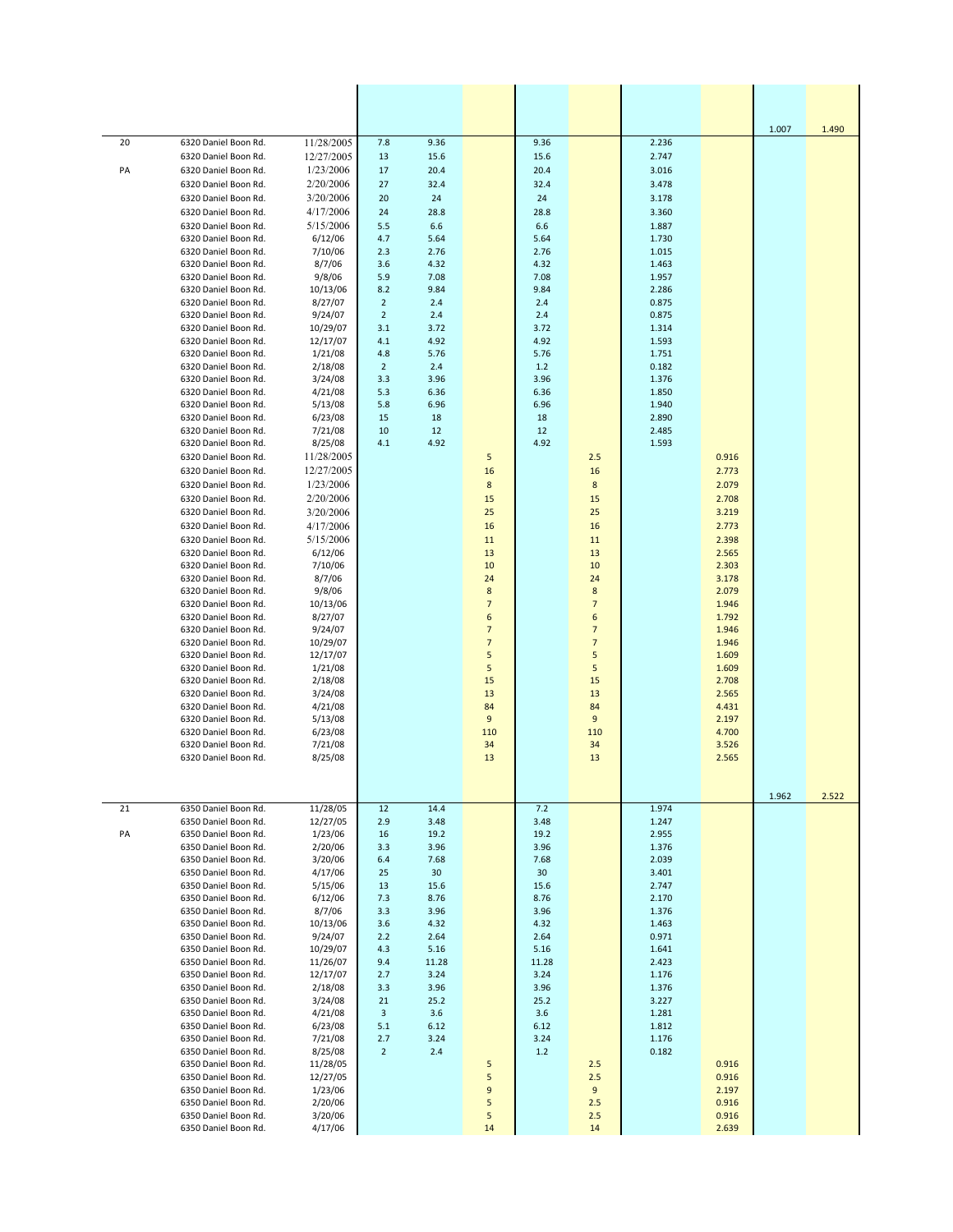| | | | | | | | | | | | |
|---|---|---|---|---|---|---|---|---|---|---|---|
| | | | | | | | | | | 1.007 | 1.490 |
| 20 | 6320 Daniel Boon Rd. | 11/28/2005 | 7.8 | 9.36 | | 9.36 | | 2.236 | | | |
| | 6320 Daniel Boon Rd. | 12/27/2005 | 13 | 15.6 | | 15.6 | | 2.747 | | | |
| PA | 6320 Daniel Boon Rd. | 1/23/2006 | 17 | 20.4 | | 20.4 | | 3.016 | | | |
| | 6320 Daniel Boon Rd. | 2/20/2006 | 27 | 32.4 | | 32.4 | | 3.478 | | | |
| | 6320 Daniel Boon Rd. | 3/20/2006 | 20 | 24 | | 24 | | 3.178 | | | |
| | 6320 Daniel Boon Rd. | 4/17/2006 | 24 | 28.8 | | 28.8 | | 3.360 | | | |
| | 6320 Daniel Boon Rd. | 5/15/2006 | 5.5 | 6.6 | | 6.6 | | 1.887 | | | |
| | 6320 Daniel Boon Rd. | 6/12/06 | 4.7 | 5.64 | | 5.64 | | 1.730 | | | |
| | 6320 Daniel Boon Rd. | 7/10/06 | 2.3 | 2.76 | | 2.76 | | 1.015 | | | |
| | 6320 Daniel Boon Rd. | 8/7/06 | 3.6 | 4.32 | | 4.32 | | 1.463 | | | |
| | 6320 Daniel Boon Rd. | 9/8/06 | 5.9 | 7.08 | | 7.08 | | 1.957 | | | |
| | 6320 Daniel Boon Rd. | 10/13/06 | 8.2 | 9.84 | | 9.84 | | 2.286 | | | |
| | 6320 Daniel Boon Rd. | 8/27/07 | 2 | 2.4 | | 2.4 | | 0.875 | | | |
| | 6320 Daniel Boon Rd. | 9/24/07 | 2 | 2.4 | | 2.4 | | 0.875 | | | |
| | 6320 Daniel Boon Rd. | 10/29/07 | 3.1 | 3.72 | | 3.72 | | 1.314 | | | |
| | 6320 Daniel Boon Rd. | 12/17/07 | 4.1 | 4.92 | | 4.92 | | 1.593 | | | |
| | 6320 Daniel Boon Rd. | 1/21/08 | 4.8 | 5.76 | | 5.76 | | 1.751 | | | |
| | 6320 Daniel Boon Rd. | 2/18/08 | 2 | 2.4 | | 1.2 | | 0.182 | | | |
| | 6320 Daniel Boon Rd. | 3/24/08 | 3.3 | 3.96 | | 3.96 | | 1.376 | | | |
| | 6320 Daniel Boon Rd. | 4/21/08 | 5.3 | 6.36 | | 6.36 | | 1.850 | | | |
| | 6320 Daniel Boon Rd. | 5/13/08 | 5.8 | 6.96 | | 6.96 | | 1.940 | | | |
| | 6320 Daniel Boon Rd. | 6/23/08 | 15 | 18 | | 18 | | 2.890 | | | |
| | 6320 Daniel Boon Rd. | 7/21/08 | 10 | 12 | | 12 | | 2.485 | | | |
| | 6320 Daniel Boon Rd. | 8/25/08 | 4.1 | 4.92 | | 4.92 | | 1.593 | | | |
| | 6320 Daniel Boon Rd. | 11/28/2005 | | | 5 | | 2.5 | | 0.916 | | |
| | 6320 Daniel Boon Rd. | 12/27/2005 | | | 16 | | 16 | | 2.773 | | |
| | 6320 Daniel Boon Rd. | 1/23/2006 | | | 8 | | 8 | | 2.079 | | |
| | 6320 Daniel Boon Rd. | 2/20/2006 | | | 15 | | 15 | | 2.708 | | |
| | 6320 Daniel Boon Rd. | 3/20/2006 | | | 25 | | 25 | | 3.219 | | |
| | 6320 Daniel Boon Rd. | 4/17/2006 | | | 16 | | 16 | | 2.773 | | |
| | 6320 Daniel Boon Rd. | 5/15/2006 | | | 11 | | 11 | | 2.398 | | |
| | 6320 Daniel Boon Rd. | 6/12/06 | | | 13 | | 13 | | 2.565 | | |
| | 6320 Daniel Boon Rd. | 7/10/06 | | | 10 | | 10 | | 2.303 | | |
| | 6320 Daniel Boon Rd. | 8/7/06 | | | 24 | | 24 | | 3.178 | | |
| | 6320 Daniel Boon Rd. | 9/8/06 | | | 8 | | 8 | | 2.079 | | |
| | 6320 Daniel Boon Rd. | 10/13/06 | | | 7 | | 7 | | 1.946 | | |
| | 6320 Daniel Boon Rd. | 8/27/07 | | | 6 | | 6 | | 1.792 | | |
| | 6320 Daniel Boon Rd. | 9/24/07 | | | 7 | | 7 | | 1.946 | | |
| | 6320 Daniel Boon Rd. | 10/29/07 | | | 7 | | 7 | | 1.946 | | |
| | 6320 Daniel Boon Rd. | 12/17/07 | | | 5 | | 5 | | 1.609 | | |
| | 6320 Daniel Boon Rd. | 1/21/08 | | | 5 | | 5 | | 1.609 | | |
| | 6320 Daniel Boon Rd. | 2/18/08 | | | 15 | | 15 | | 2.708 | | |
| | 6320 Daniel Boon Rd. | 3/24/08 | | | 13 | | 13 | | 2.565 | | |
| | 6320 Daniel Boon Rd. | 4/21/08 | | | 84 | | 84 | | 4.431 | | |
| | 6320 Daniel Boon Rd. | 5/13/08 | | | 9 | | 9 | | 2.197 | | |
| | 6320 Daniel Boon Rd. | 6/23/08 | | | 110 | | 110 | | 4.700 | | |
| | 6320 Daniel Boon Rd. | 7/21/08 | | | 34 | | 34 | | 3.526 | | |
| | 6320 Daniel Boon Rd. | 8/25/08 | | | 13 | | 13 | | 2.565 | | |
| | | | | | | | | | | 1.962 | 2.522 |
| 21 | 6350 Daniel Boon Rd. | 11/28/05 | 12 | 14.4 | | 7.2 | | 1.974 | | | |
| | 6350 Daniel Boon Rd. | 12/27/05 | 2.9 | 3.48 | | 3.48 | | 1.247 | | | |
| PA | 6350 Daniel Boon Rd. | 1/23/06 | 16 | 19.2 | | 19.2 | | 2.955 | | | |
| | 6350 Daniel Boon Rd. | 2/20/06 | 3.3 | 3.96 | | 3.96 | | 1.376 | | | |
| | 6350 Daniel Boon Rd. | 3/20/06 | 6.4 | 7.68 | | 7.68 | | 2.039 | | | |
| | 6350 Daniel Boon Rd. | 4/17/06 | 25 | 30 | | 30 | | 3.401 | | | |
| | 6350 Daniel Boon Rd. | 5/15/06 | 13 | 15.6 | | 15.6 | | 2.747 | | | |
| | 6350 Daniel Boon Rd. | 6/12/06 | 7.3 | 8.76 | | 8.76 | | 2.170 | | | |
| | 6350 Daniel Boon Rd. | 8/7/06 | 3.3 | 3.96 | | 3.96 | | 1.376 | | | |
| | 6350 Daniel Boon Rd. | 10/13/06 | 3.6 | 4.32 | | 4.32 | | 1.463 | | | |
| | 6350 Daniel Boon Rd. | 9/24/07 | 2.2 | 2.64 | | 2.64 | | 0.971 | | | |
| | 6350 Daniel Boon Rd. | 10/29/07 | 4.3 | 5.16 | | 5.16 | | 1.641 | | | |
| | 6350 Daniel Boon Rd. | 11/26/07 | 9.4 | 11.28 | | 11.28 | | 2.423 | | | |
| | 6350 Daniel Boon Rd. | 12/17/07 | 2.7 | 3.24 | | 3.24 | | 1.176 | | | |
| | 6350 Daniel Boon Rd. | 2/18/08 | 3.3 | 3.96 | | 3.96 | | 1.376 | | | |
| | 6350 Daniel Boon Rd. | 3/24/08 | 21 | 25.2 | | 25.2 | | 3.227 | | | |
| | 6350 Daniel Boon Rd. | 4/21/08 | 3 | 3.6 | | 3.6 | | 1.281 | | | |
| | 6350 Daniel Boon Rd. | 6/23/08 | 5.1 | 6.12 | | 6.12 | | 1.812 | | | |
| | 6350 Daniel Boon Rd. | 7/21/08 | 2.7 | 3.24 | | 3.24 | | 1.176 | | | |
| | 6350 Daniel Boon Rd. | 8/25/08 | 2 | 2.4 | | 1.2 | | 0.182 | | | |
| | 6350 Daniel Boon Rd. | 11/28/05 | | | 5 | | 2.5 | | 0.916 | | |
| | 6350 Daniel Boon Rd. | 12/27/05 | | | 5 | | 2.5 | | 0.916 | | |
| | 6350 Daniel Boon Rd. | 1/23/06 | | | 9 | | 9 | | 2.197 | | |
| | 6350 Daniel Boon Rd. | 2/20/06 | | | 5 | | 2.5 | | 0.916 | | |
| | 6350 Daniel Boon Rd. | 3/20/06 | | | 5 | | 2.5 | | 0.916 | | |
| | 6350 Daniel Boon Rd. | 4/17/06 | | | 14 | | 14 | | 2.639 | | |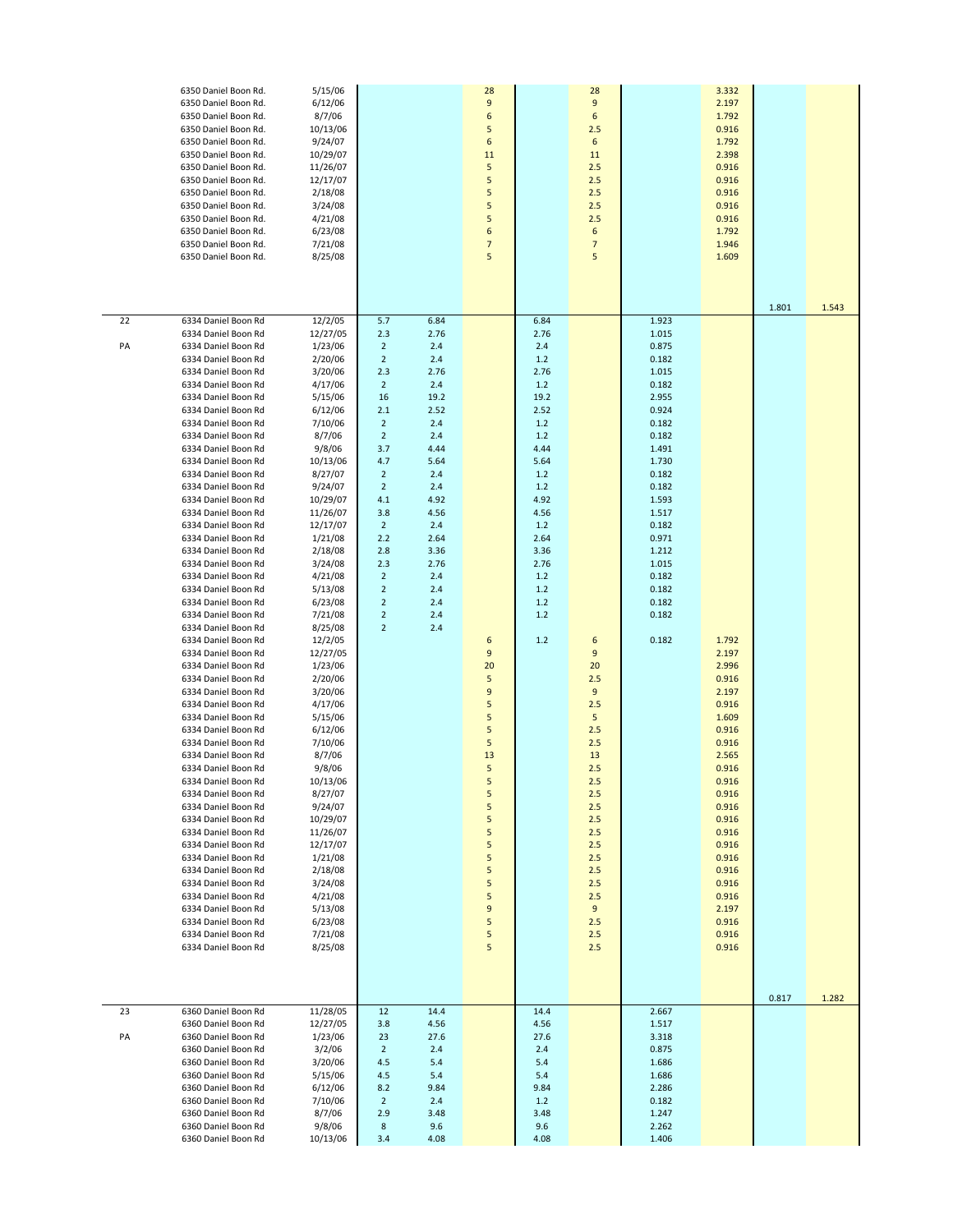| | | | | | | | | | | | |
|---|---|---|---|---|---|---|---|---|---|---|---|
| | 6350 Daniel Boon Rd. | 5/15/06 | | | 28 | | 28 | | 3.332 | | |
| | 6350 Daniel Boon Rd. | 6/12/06 | | | 9 | | 9 | | 2.197 | | |
| | 6350 Daniel Boon Rd. | 8/7/06 | | | 6 | | 6 | | 1.792 | | |
| | 6350 Daniel Boon Rd. | 10/13/06 | | | 5 | | 2.5 | | 0.916 | | |
| | 6350 Daniel Boon Rd. | 9/24/07 | | | 6 | | 6 | | 1.792 | | |
| | 6350 Daniel Boon Rd. | 10/29/07 | | | 11 | | 11 | | 2.398 | | |
| | 6350 Daniel Boon Rd. | 11/26/07 | | | 5 | | 2.5 | | 0.916 | | |
| | 6350 Daniel Boon Rd. | 12/17/07 | | | 5 | | 2.5 | | 0.916 | | |
| | 6350 Daniel Boon Rd. | 2/18/08 | | | 5 | | 2.5 | | 0.916 | | |
| | 6350 Daniel Boon Rd. | 3/24/08 | | | 5 | | 2.5 | | 0.916 | | |
| | 6350 Daniel Boon Rd. | 4/21/08 | | | 5 | | 2.5 | | 0.916 | | |
| | 6350 Daniel Boon Rd. | 6/23/08 | | | 6 | | 6 | | 1.792 | | |
| | 6350 Daniel Boon Rd. | 7/21/08 | | | 7 | | 7 | | 1.946 | | |
| | 6350 Daniel Boon Rd. | 8/25/08 | | | 5 | | 5 | | 1.609 | | |
| | | | | | | | | | | 1.801 | 1.543 |
| 22 | 6334 Daniel Boon Rd | 12/2/05 | 5.7 | 6.84 | | 6.84 | | 1.923 | | | |
| | 6334 Daniel Boon Rd | 12/27/05 | 2.3 | 2.76 | | 2.76 | | 1.015 | | | |
| PA | 6334 Daniel Boon Rd | 1/23/06 | 2 | 2.4 | | 2.4 | | 0.875 | | | |
| | 6334 Daniel Boon Rd | 2/20/06 | 2 | 2.4 | | 1.2 | | 0.182 | | | |
| | 6334 Daniel Boon Rd | 3/20/06 | 2.3 | 2.76 | | 2.76 | | 1.015 | | | |
| | 6334 Daniel Boon Rd | 4/17/06 | 2 | 2.4 | | 1.2 | | 0.182 | | | |
| | 6334 Daniel Boon Rd | 5/15/06 | 16 | 19.2 | | 19.2 | | 2.955 | | | |
| | 6334 Daniel Boon Rd | 6/12/06 | 2.1 | 2.52 | | 2.52 | | 0.924 | | | |
| | 6334 Daniel Boon Rd | 7/10/06 | 2 | 2.4 | | 1.2 | | 0.182 | | | |
| | 6334 Daniel Boon Rd | 8/7/06 | 2 | 2.4 | | 1.2 | | 0.182 | | | |
| | 6334 Daniel Boon Rd | 9/8/06 | 3.7 | 4.44 | | 4.44 | | 1.491 | | | |
| | 6334 Daniel Boon Rd | 10/13/06 | 4.7 | 5.64 | | 5.64 | | 1.730 | | | |
| | 6334 Daniel Boon Rd | 8/27/07 | 2 | 2.4 | | 1.2 | | 0.182 | | | |
| | 6334 Daniel Boon Rd | 9/24/07 | 2 | 2.4 | | 1.2 | | 0.182 | | | |
| | 6334 Daniel Boon Rd | 10/29/07 | 4.1 | 4.92 | | 4.92 | | 1.593 | | | |
| | 6334 Daniel Boon Rd | 11/26/07 | 3.8 | 4.56 | | 4.56 | | 1.517 | | | |
| | 6334 Daniel Boon Rd | 12/17/07 | 2 | 2.4 | | 1.2 | | 0.182 | | | |
| | 6334 Daniel Boon Rd | 1/21/08 | 2.2 | 2.64 | | 2.64 | | 0.971 | | | |
| | 6334 Daniel Boon Rd | 2/18/08 | 2.8 | 3.36 | | 3.36 | | 1.212 | | | |
| | 6334 Daniel Boon Rd | 3/24/08 | 2.3 | 2.76 | | 2.76 | | 1.015 | | | |
| | 6334 Daniel Boon Rd | 4/21/08 | 2 | 2.4 | | 1.2 | | 0.182 | | | |
| | 6334 Daniel Boon Rd | 5/13/08 | 2 | 2.4 | | 1.2 | | 0.182 | | | |
| | 6334 Daniel Boon Rd | 6/23/08 | 2 | 2.4 | | 1.2 | | 0.182 | | | |
| | 6334 Daniel Boon Rd | 7/21/08 | 2 | 2.4 | | 1.2 | | 0.182 | | | |
| | 6334 Daniel Boon Rd | 8/25/08 | 2 | 2.4 | | | | | | | |
| | 6334 Daniel Boon Rd | 12/2/05 | | | 6 | 1.2 | 6 | 0.182 | 1.792 | | |
| | 6334 Daniel Boon Rd | 12/27/05 | | | 9 | | 9 | | 2.197 | | |
| | 6334 Daniel Boon Rd | 1/23/06 | | | 20 | | 20 | | 2.996 | | |
| | 6334 Daniel Boon Rd | 2/20/06 | | | 5 | | 2.5 | | 0.916 | | |
| | 6334 Daniel Boon Rd | 3/20/06 | | | 9 | | 9 | | 2.197 | | |
| | 6334 Daniel Boon Rd | 4/17/06 | | | 5 | | 2.5 | | 0.916 | | |
| | 6334 Daniel Boon Rd | 5/15/06 | | | 5 | | 5 | | 1.609 | | |
| | 6334 Daniel Boon Rd | 6/12/06 | | | 5 | | 2.5 | | 0.916 | | |
| | 6334 Daniel Boon Rd | 7/10/06 | | | 5 | | 2.5 | | 0.916 | | |
| | 6334 Daniel Boon Rd | 8/7/06 | | | 13 | | 13 | | 2.565 | | |
| | 6334 Daniel Boon Rd | 9/8/06 | | | 5 | | 2.5 | | 0.916 | | |
| | 6334 Daniel Boon Rd | 10/13/06 | | | 5 | | 2.5 | | 0.916 | | |
| | 6334 Daniel Boon Rd | 8/27/07 | | | 5 | | 2.5 | | 0.916 | | |
| | 6334 Daniel Boon Rd | 9/24/07 | | | 5 | | 2.5 | | 0.916 | | |
| | 6334 Daniel Boon Rd | 10/29/07 | | | 5 | | 2.5 | | 0.916 | | |
| | 6334 Daniel Boon Rd | 11/26/07 | | | 5 | | 2.5 | | 0.916 | | |
| | 6334 Daniel Boon Rd | 12/17/07 | | | 5 | | 2.5 | | 0.916 | | |
| | 6334 Daniel Boon Rd | 1/21/08 | | | 5 | | 2.5 | | 0.916 | | |
| | 6334 Daniel Boon Rd | 2/18/08 | | | 5 | | 2.5 | | 0.916 | | |
| | 6334 Daniel Boon Rd | 3/24/08 | | | 5 | | 2.5 | | 0.916 | | |
| | 6334 Daniel Boon Rd | 4/21/08 | | | 5 | | 2.5 | | 0.916 | | |
| | 6334 Daniel Boon Rd | 5/13/08 | | | 9 | | 9 | | 2.197 | | |
| | 6334 Daniel Boon Rd | 6/23/08 | | | 5 | | 2.5 | | 0.916 | | |
| | 6334 Daniel Boon Rd | 7/21/08 | | | 5 | | 2.5 | | 0.916 | | |
| | 6334 Daniel Boon Rd | 8/25/08 | | | 5 | | 2.5 | | 0.916 | | |
| | | | | | | | | | | 0.817 | 1.282 |
| 23 | 6360 Daniel Boon Rd | 11/28/05 | 12 | 14.4 | | 14.4 | | 2.667 | | | |
| | 6360 Daniel Boon Rd | 12/27/05 | 3.8 | 4.56 | | 4.56 | | 1.517 | | | |
| PA | 6360 Daniel Boon Rd | 1/23/06 | 23 | 27.6 | | 27.6 | | 3.318 | | | |
| | 6360 Daniel Boon Rd | 3/2/06 | 2 | 2.4 | | 2.4 | | 0.875 | | | |
| | 6360 Daniel Boon Rd | 3/20/06 | 4.5 | 5.4 | | 5.4 | | 1.686 | | | |
| | 6360 Daniel Boon Rd | 5/15/06 | 4.5 | 5.4 | | 5.4 | | 1.686 | | | |
| | 6360 Daniel Boon Rd | 6/12/06 | 8.2 | 9.84 | | 9.84 | | 2.286 | | | |
| | 6360 Daniel Boon Rd | 7/10/06 | 2 | 2.4 | | 1.2 | | 0.182 | | | |
| | 6360 Daniel Boon Rd | 8/7/06 | 2.9 | 3.48 | | 3.48 | | 1.247 | | | |
| | 6360 Daniel Boon Rd | 9/8/06 | 8 | 9.6 | | 9.6 | | 2.262 | | | |
| | 6360 Daniel Boon Rd | 10/13/06 | 3.4 | 4.08 | | 4.08 | | 1.406 | | | |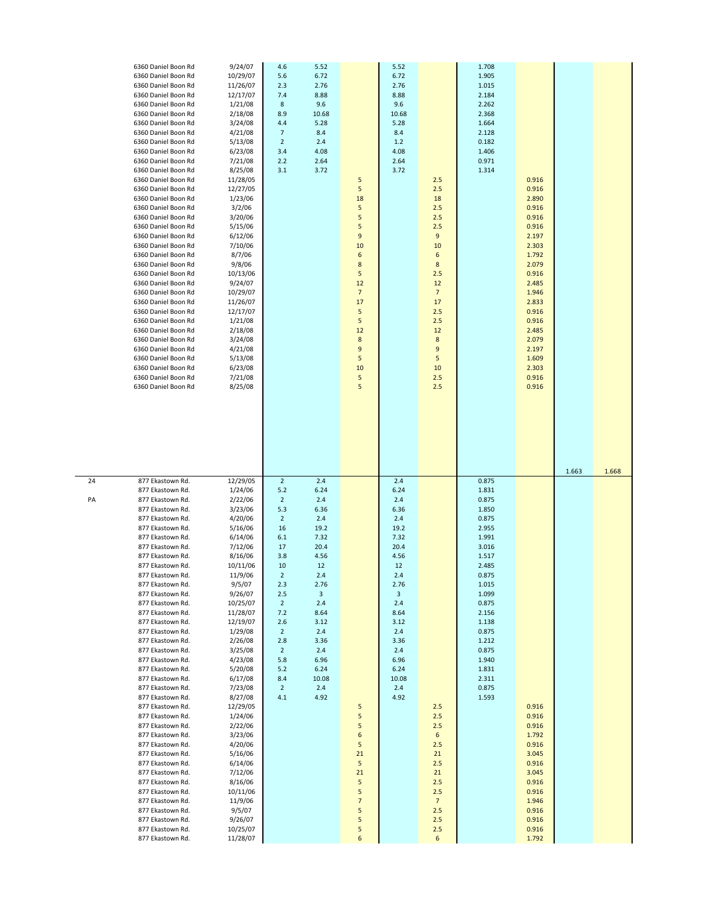| | | | | | | | | | | | |
|---|---|---|---|---|---|---|---|---|---|---|---|
| | 6360 Daniel Boon Rd | 9/24/07 | 4.6 | 5.52 | | 5.52 | | 1.708 | | | |
| | 6360 Daniel Boon Rd | 10/29/07 | 5.6 | 6.72 | | 6.72 | | 1.905 | | | |
| | 6360 Daniel Boon Rd | 11/26/07 | 2.3 | 2.76 | | 2.76 | | 1.015 | | | |
| | 6360 Daniel Boon Rd | 12/17/07 | 7.4 | 8.88 | | 8.88 | | 2.184 | | | |
| | 6360 Daniel Boon Rd | 1/21/08 | 8 | 9.6 | | 9.6 | | 2.262 | | | |
| | 6360 Daniel Boon Rd | 2/18/08 | 8.9 | 10.68 | | 10.68 | | 2.368 | | | |
| | 6360 Daniel Boon Rd | 3/24/08 | 4.4 | 5.28 | | 5.28 | | 1.664 | | | |
| | 6360 Daniel Boon Rd | 4/21/08 | 7 | 8.4 | | 8.4 | | 2.128 | | | |
| | 6360 Daniel Boon Rd | 5/13/08 | 2 | 2.4 | | 1.2 | | 0.182 | | | |
| | 6360 Daniel Boon Rd | 6/23/08 | 3.4 | 4.08 | | 4.08 | | 1.406 | | | |
| | 6360 Daniel Boon Rd | 7/21/08 | 2.2 | 2.64 | | 2.64 | | 0.971 | | | |
| | 6360 Daniel Boon Rd | 8/25/08 | 3.1 | 3.72 | | 3.72 | | 1.314 | | | |
| | 6360 Daniel Boon Rd | 11/28/05 | | | 5 | | 2.5 | | 0.916 | | |
| | 6360 Daniel Boon Rd | 12/27/05 | | | 5 | | 2.5 | | 0.916 | | |
| | 6360 Daniel Boon Rd | 1/23/06 | | | 18 | | 18 | | 2.890 | | |
| | 6360 Daniel Boon Rd | 3/2/06 | | | 5 | | 2.5 | | 0.916 | | |
| | 6360 Daniel Boon Rd | 3/20/06 | | | 5 | | 2.5 | | 0.916 | | |
| | 6360 Daniel Boon Rd | 5/15/06 | | | 5 | | 2.5 | | 0.916 | | |
| | 6360 Daniel Boon Rd | 6/12/06 | | | 9 | | 9 | | 2.197 | | |
| | 6360 Daniel Boon Rd | 7/10/06 | | | 10 | | 10 | | 2.303 | | |
| | 6360 Daniel Boon Rd | 8/7/06 | | | 6 | | 6 | | 1.792 | | |
| | 6360 Daniel Boon Rd | 9/8/06 | | | 8 | | 8 | | 2.079 | | |
| | 6360 Daniel Boon Rd | 10/13/06 | | | 5 | | 2.5 | | 0.916 | | |
| | 6360 Daniel Boon Rd | 9/24/07 | | | 12 | | 12 | | 2.485 | | |
| | 6360 Daniel Boon Rd | 10/29/07 | | | 7 | | 7 | | 1.946 | | |
| | 6360 Daniel Boon Rd | 11/26/07 | | | 17 | | 17 | | 2.833 | | |
| | 6360 Daniel Boon Rd | 12/17/07 | | | 5 | | 2.5 | | 0.916 | | |
| | 6360 Daniel Boon Rd | 1/21/08 | | | 5 | | 2.5 | | 0.916 | | |
| | 6360 Daniel Boon Rd | 2/18/08 | | | 12 | | 12 | | 2.485 | | |
| | 6360 Daniel Boon Rd | 3/24/08 | | | 8 | | 8 | | 2.079 | | |
| | 6360 Daniel Boon Rd | 4/21/08 | | | 9 | | 9 | | 2.197 | | |
| | 6360 Daniel Boon Rd | 5/13/08 | | | 5 | | 5 | | 1.609 | | |
| | 6360 Daniel Boon Rd | 6/23/08 | | | 10 | | 10 | | 2.303 | | |
| | 6360 Daniel Boon Rd | 7/21/08 | | | 5 | | 2.5 | | 0.916 | | |
| | 6360 Daniel Boon Rd | 8/25/08 | | | 5 | | 2.5 | | 0.916 | | |
| | | | | | | | | | | 1.663 | 1.668 |
| 24 | 877 Ekastown Rd. | 12/29/05 | 2 | 2.4 | | 2.4 | | 0.875 | | | |
| | 877 Ekastown Rd. | 1/24/06 | 5.2 | 6.24 | | 6.24 | | 1.831 | | | |
| PA | 877 Ekastown Rd. | 2/22/06 | 2 | 2.4 | | 2.4 | | 0.875 | | | |
| | 877 Ekastown Rd. | 3/23/06 | 5.3 | 6.36 | | 6.36 | | 1.850 | | | |
| | 877 Ekastown Rd. | 4/20/06 | 2 | 2.4 | | 2.4 | | 0.875 | | | |
| | 877 Ekastown Rd. | 5/16/06 | 16 | 19.2 | | 19.2 | | 2.955 | | | |
| | 877 Ekastown Rd. | 6/14/06 | 6.1 | 7.32 | | 7.32 | | 1.991 | | | |
| | 877 Ekastown Rd. | 7/12/06 | 17 | 20.4 | | 20.4 | | 3.016 | | | |
| | 877 Ekastown Rd. | 8/16/06 | 3.8 | 4.56 | | 4.56 | | 1.517 | | | |
| | 877 Ekastown Rd. | 10/11/06 | 10 | 12 | | 12 | | 2.485 | | | |
| | 877 Ekastown Rd. | 11/9/06 | 2 | 2.4 | | 2.4 | | 0.875 | | | |
| | 877 Ekastown Rd. | 9/5/07 | 2.3 | 2.76 | | 2.76 | | 1.015 | | | |
| | 877 Ekastown Rd. | 9/26/07 | 2.5 | 3 | | 3 | | 1.099 | | | |
| | 877 Ekastown Rd. | 10/25/07 | 2 | 2.4 | | 2.4 | | 0.875 | | | |
| | 877 Ekastown Rd. | 11/28/07 | 7.2 | 8.64 | | 8.64 | | 2.156 | | | |
| | 877 Ekastown Rd. | 12/19/07 | 2.6 | 3.12 | | 3.12 | | 1.138 | | | |
| | 877 Ekastown Rd. | 1/29/08 | 2 | 2.4 | | 2.4 | | 0.875 | | | |
| | 877 Ekastown Rd. | 2/26/08 | 2.8 | 3.36 | | 3.36 | | 1.212 | | | |
| | 877 Ekastown Rd. | 3/25/08 | 2 | 2.4 | | 2.4 | | 0.875 | | | |
| | 877 Ekastown Rd. | 4/23/08 | 5.8 | 6.96 | | 6.96 | | 1.940 | | | |
| | 877 Ekastown Rd. | 5/20/08 | 5.2 | 6.24 | | 6.24 | | 1.831 | | | |
| | 877 Ekastown Rd. | 6/17/08 | 8.4 | 10.08 | | 10.08 | | 2.311 | | | |
| | 877 Ekastown Rd. | 7/23/08 | 2 | 2.4 | | 2.4 | | 0.875 | | | |
| | 877 Ekastown Rd. | 8/27/08 | 4.1 | 4.92 | | 4.92 | | 1.593 | | | |
| | 877 Ekastown Rd. | 12/29/05 | | | 5 | | 2.5 | | 0.916 | | |
| | 877 Ekastown Rd. | 1/24/06 | | | 5 | | 2.5 | | 0.916 | | |
| | 877 Ekastown Rd. | 2/22/06 | | | 5 | | 2.5 | | 0.916 | | |
| | 877 Ekastown Rd. | 3/23/06 | | | 6 | | 6 | | 1.792 | | |
| | 877 Ekastown Rd. | 4/20/06 | | | 5 | | 2.5 | | 0.916 | | |
| | 877 Ekastown Rd. | 5/16/06 | | | 21 | | 21 | | 3.045 | | |
| | 877 Ekastown Rd. | 6/14/06 | | | 5 | | 2.5 | | 0.916 | | |
| | 877 Ekastown Rd. | 7/12/06 | | | 21 | | 21 | | 3.045 | | |
| | 877 Ekastown Rd. | 8/16/06 | | | 5 | | 2.5 | | 0.916 | | |
| | 877 Ekastown Rd. | 10/11/06 | | | 5 | | 2.5 | | 0.916 | | |
| | 877 Ekastown Rd. | 11/9/06 | | | 7 | | 7 | | 1.946 | | |
| | 877 Ekastown Rd. | 9/5/07 | | | 5 | | 2.5 | | 0.916 | | |
| | 877 Ekastown Rd. | 9/26/07 | | | 5 | | 2.5 | | 0.916 | | |
| | 877 Ekastown Rd. | 10/25/07 | | | 5 | | 2.5 | | 0.916 | | |
| | 877 Ekastown Rd. | 11/28/07 | | | 6 | | 6 | | 1.792 | | |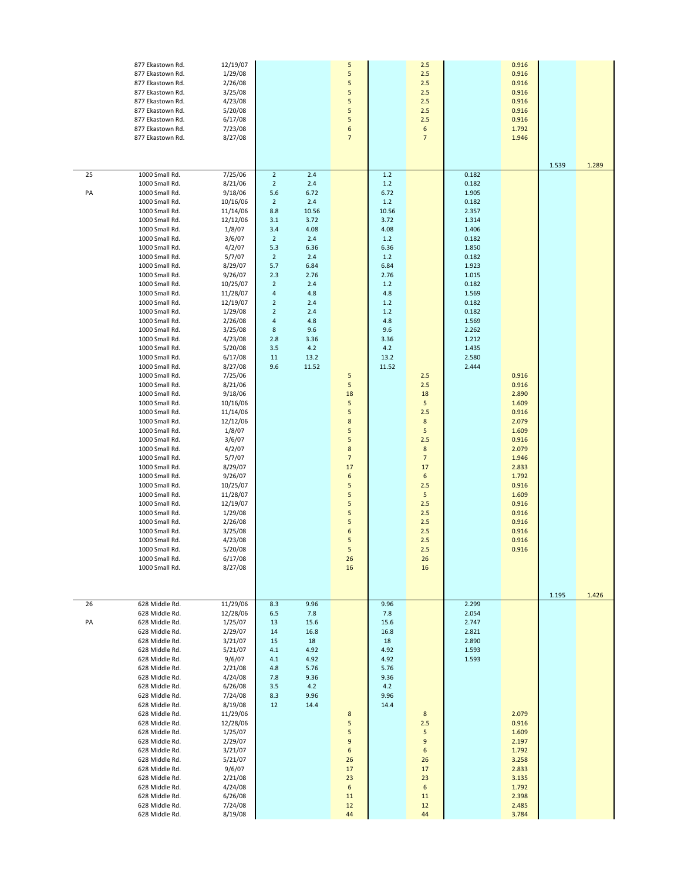| | | | | | | | | | | | |
|---|---|---|---|---|---|---|---|---|---|---|---|
| | 877 Ekastown Rd. | 12/19/07 | | | 5 | | 2.5 | | 0.916 | | |
| | 877 Ekastown Rd. | 1/29/08 | | | 5 | | 2.5 | | 0.916 | | |
| | 877 Ekastown Rd. | 2/26/08 | | | 5 | | 2.5 | | 0.916 | | |
| | 877 Ekastown Rd. | 3/25/08 | | | 5 | | 2.5 | | 0.916 | | |
| | 877 Ekastown Rd. | 4/23/08 | | | 5 | | 2.5 | | 0.916 | | |
| | 877 Ekastown Rd. | 5/20/08 | | | 5 | | 2.5 | | 0.916 | | |
| | 877 Ekastown Rd. | 6/17/08 | | | 5 | | 2.5 | | 0.916 | | |
| | 877 Ekastown Rd. | 7/23/08 | | | 6 | | 6 | | 1.792 | | |
| | 877 Ekastown Rd. | 8/27/08 | | | 7 | | 7 | | 1.946 | | |
| | | | | | | | | | | 1.539 | 1.289 |
| 25 | 1000 Small Rd. | 7/25/06 | 2 | 2.4 | | 1.2 | | 0.182 | | | |
| | 1000 Small Rd. | 8/21/06 | 2 | 2.4 | | 1.2 | | 0.182 | | | |
| PA | 1000 Small Rd. | 9/18/06 | 5.6 | 6.72 | | 6.72 | | 1.905 | | | |
| | 1000 Small Rd. | 10/16/06 | 2 | 2.4 | | 1.2 | | 0.182 | | | |
| | 1000 Small Rd. | 11/14/06 | 8.8 | 10.56 | | 10.56 | | 2.357 | | | |
| | 1000 Small Rd. | 12/12/06 | 3.1 | 3.72 | | 3.72 | | 1.314 | | | |
| | 1000 Small Rd. | 1/8/07 | 3.4 | 4.08 | | 4.08 | | 1.406 | | | |
| | 1000 Small Rd. | 3/6/07 | 2 | 2.4 | | 1.2 | | 0.182 | | | |
| | 1000 Small Rd. | 4/2/07 | 5.3 | 6.36 | | 6.36 | | 1.850 | | | |
| | 1000 Small Rd. | 5/7/07 | 2 | 2.4 | | 1.2 | | 0.182 | | | |
| | 1000 Small Rd. | 8/29/07 | 5.7 | 6.84 | | 6.84 | | 1.923 | | | |
| | 1000 Small Rd. | 9/26/07 | 2.3 | 2.76 | | 2.76 | | 1.015 | | | |
| | 1000 Small Rd. | 10/25/07 | 2 | 2.4 | | 1.2 | | 0.182 | | | |
| | 1000 Small Rd. | 11/28/07 | 4 | 4.8 | | 4.8 | | 1.569 | | | |
| | 1000 Small Rd. | 12/19/07 | 2 | 2.4 | | 1.2 | | 0.182 | | | |
| | 1000 Small Rd. | 1/29/08 | 2 | 2.4 | | 1.2 | | 0.182 | | | |
| | 1000 Small Rd. | 2/26/08 | 4 | 4.8 | | 4.8 | | 1.569 | | | |
| | 1000 Small Rd. | 3/25/08 | 8 | 9.6 | | 9.6 | | 2.262 | | | |
| | 1000 Small Rd. | 4/23/08 | 2.8 | 3.36 | | 3.36 | | 1.212 | | | |
| | 1000 Small Rd. | 5/20/08 | 3.5 | 4.2 | | 4.2 | | 1.435 | | | |
| | 1000 Small Rd. | 6/17/08 | 11 | 13.2 | | 13.2 | | 2.580 | | | |
| | 1000 Small Rd. | 8/27/08 | 9.6 | 11.52 | | 11.52 | | 2.444 | | | |
| | 1000 Small Rd. | 7/25/06 | | | 5 | | 2.5 | | 0.916 | | |
| | 1000 Small Rd. | 8/21/06 | | | 5 | | 2.5 | | 0.916 | | |
| | 1000 Small Rd. | 9/18/06 | | | 18 | | 18 | | 2.890 | | |
| | 1000 Small Rd. | 10/16/06 | | | 5 | | 5 | | 1.609 | | |
| | 1000 Small Rd. | 11/14/06 | | | 5 | | 2.5 | | 0.916 | | |
| | 1000 Small Rd. | 12/12/06 | | | 8 | | 8 | | 2.079 | | |
| | 1000 Small Rd. | 1/8/07 | | | 5 | | 5 | | 1.609 | | |
| | 1000 Small Rd. | 3/6/07 | | | 5 | | 2.5 | | 0.916 | | |
| | 1000 Small Rd. | 4/2/07 | | | 8 | | 8 | | 2.079 | | |
| | 1000 Small Rd. | 5/7/07 | | | 7 | | 7 | | 1.946 | | |
| | 1000 Small Rd. | 8/29/07 | | | 17 | | 17 | | 2.833 | | |
| | 1000 Small Rd. | 9/26/07 | | | 6 | | 6 | | 1.792 | | |
| | 1000 Small Rd. | 10/25/07 | | | 5 | | 2.5 | | 0.916 | | |
| | 1000 Small Rd. | 11/28/07 | | | 5 | | 5 | | 1.609 | | |
| | 1000 Small Rd. | 12/19/07 | | | 5 | | 2.5 | | 0.916 | | |
| | 1000 Small Rd. | 1/29/08 | | | 5 | | 2.5 | | 0.916 | | |
| | 1000 Small Rd. | 2/26/08 | | | 5 | | 2.5 | | 0.916 | | |
| | 1000 Small Rd. | 3/25/08 | | | 6 | | 2.5 | | 0.916 | | |
| | 1000 Small Rd. | 4/23/08 | | | 5 | | 2.5 | | 0.916 | | |
| | 1000 Small Rd. | 5/20/08 | | | 5 | | 2.5 | | 0.916 | | |
| | 1000 Small Rd. | 6/17/08 | | | 26 | | 26 | | | | |
| | 1000 Small Rd. | 8/27/08 | | | 16 | | 16 | | | | |
| | | | | | | | | | | 1.195 | 1.426 |
| 26 | 628 Middle Rd. | 11/29/06 | 8.3 | 9.96 | | 9.96 | | 2.299 | | | |
| | 628 Middle Rd. | 12/28/06 | 6.5 | 7.8 | | 7.8 | | 2.054 | | | |
| PA | 628 Middle Rd. | 1/25/07 | 13 | 15.6 | | 15.6 | | 2.747 | | | |
| | 628 Middle Rd. | 2/29/07 | 14 | 16.8 | | 16.8 | | 2.821 | | | |
| | 628 Middle Rd. | 3/21/07 | 15 | 18 | | 18 | | 2.890 | | | |
| | 628 Middle Rd. | 5/21/07 | 4.1 | 4.92 | | 4.92 | | 1.593 | | | |
| | 628 Middle Rd. | 9/6/07 | 4.1 | 4.92 | | 4.92 | | 1.593 | | | |
| | 628 Middle Rd. | 2/21/08 | 4.8 | 5.76 | | 5.76 | | | | | |
| | 628 Middle Rd. | 4/24/08 | 7.8 | 9.36 | | 9.36 | | | | | |
| | 628 Middle Rd. | 6/26/08 | 3.5 | 4.2 | | 4.2 | | | | | |
| | 628 Middle Rd. | 7/24/08 | 8.3 | 9.96 | | 9.96 | | | | | |
| | 628 Middle Rd. | 8/19/08 | 12 | 14.4 | | 14.4 | | | | | |
| | 628 Middle Rd. | 11/29/06 | | | 8 | | 8 | | 2.079 | | |
| | 628 Middle Rd. | 12/28/06 | | | 5 | | 2.5 | | 0.916 | | |
| | 628 Middle Rd. | 1/25/07 | | | 5 | | 5 | | 1.609 | | |
| | 628 Middle Rd. | 2/29/07 | | | 9 | | 9 | | 2.197 | | |
| | 628 Middle Rd. | 3/21/07 | | | 6 | | 6 | | 1.792 | | |
| | 628 Middle Rd. | 5/21/07 | | | 26 | | 26 | | 3.258 | | |
| | 628 Middle Rd. | 9/6/07 | | | 17 | | 17 | | 2.833 | | |
| | 628 Middle Rd. | 2/21/08 | | | 23 | | 23 | | 3.135 | | |
| | 628 Middle Rd. | 4/24/08 | | | 6 | | 6 | | 1.792 | | |
| | 628 Middle Rd. | 6/26/08 | | | 11 | | 11 | | 2.398 | | |
| | 628 Middle Rd. | 7/24/08 | | | 12 | | 12 | | 2.485 | | |
| | 628 Middle Rd. | 8/19/08 | | | 44 | | 44 | | 3.784 | | |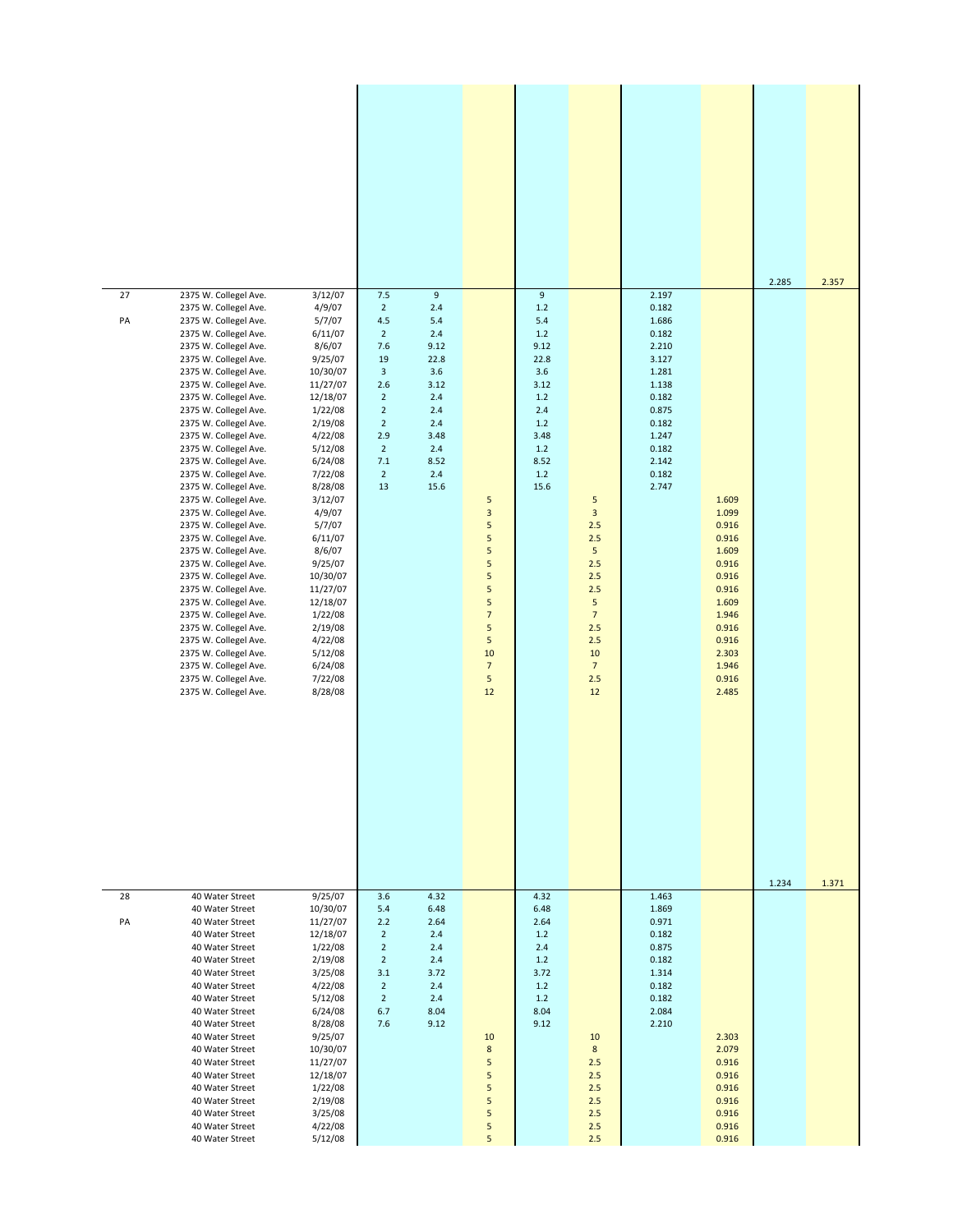| | | | | | | | | | | | | |
|---|---|---|---|---|---|---|---|---|---|---|---|---|
| | | | | | | | | | | | 2.285 | 2.357 |
| 27 | 2375 W. Collegel Ave. | 3/12/07 | 7.5 | 9 | | 9 | | 2.197 | | | | |
| | 2375 W. Collegel Ave. | 4/9/07 | 2 | 2.4 | | 1.2 | | 0.182 | | | | |
| PA | 2375 W. Collegel Ave. | 5/7/07 | 4.5 | 5.4 | | 5.4 | | 1.686 | | | | |
| | 2375 W. Collegel Ave. | 6/11/07 | 2 | 2.4 | | 1.2 | | 0.182 | | | | |
| | 2375 W. Collegel Ave. | 8/6/07 | 7.6 | 9.12 | | 9.12 | | 2.210 | | | | |
| | 2375 W. Collegel Ave. | 9/25/07 | 19 | 22.8 | | 22.8 | | 3.127 | | | | |
| | 2375 W. Collegel Ave. | 10/30/07 | 3 | 3.6 | | 3.6 | | 1.281 | | | | |
| | 2375 W. Collegel Ave. | 11/27/07 | 2.6 | 3.12 | | 3.12 | | 1.138 | | | | |
| | 2375 W. Collegel Ave. | 12/18/07 | 2 | 2.4 | | 1.2 | | 0.182 | | | | |
| | 2375 W. Collegel Ave. | 1/22/08 | 2 | 2.4 | | 2.4 | | 0.875 | | | | |
| | 2375 W. Collegel Ave. | 2/19/08 | 2 | 2.4 | | 1.2 | | 0.182 | | | | |
| | 2375 W. Collegel Ave. | 4/22/08 | 2.9 | 3.48 | | 3.48 | | 1.247 | | | | |
| | 2375 W. Collegel Ave. | 5/12/08 | 2 | 2.4 | | 1.2 | | 0.182 | | | | |
| | 2375 W. Collegel Ave. | 6/24/08 | 7.1 | 8.52 | | 8.52 | | 2.142 | | | | |
| | 2375 W. Collegel Ave. | 7/22/08 | 2 | 2.4 | | 1.2 | | 0.182 | | | | |
| | 2375 W. Collegel Ave. | 8/28/08 | 13 | 15.6 | | 15.6 | | 2.747 | | | | |
| | 2375 W. Collegel Ave. | 3/12/07 | | | 5 | | 5 | | 1.609 | | | |
| | 2375 W. Collegel Ave. | 4/9/07 | | | 3 | | 3 | | 1.099 | | | |
| | 2375 W. Collegel Ave. | 5/7/07 | | | 5 | | 2.5 | | 0.916 | | | |
| | 2375 W. Collegel Ave. | 6/11/07 | | | 5 | | 2.5 | | 0.916 | | | |
| | 2375 W. Collegel Ave. | 8/6/07 | | | 5 | | 5 | | 1.609 | | | |
| | 2375 W. Collegel Ave. | 9/25/07 | | | 5 | | 2.5 | | 0.916 | | | |
| | 2375 W. Collegel Ave. | 10/30/07 | | | 5 | | 2.5 | | 0.916 | | | |
| | 2375 W. Collegel Ave. | 11/27/07 | | | 5 | | 2.5 | | 0.916 | | | |
| | 2375 W. Collegel Ave. | 12/18/07 | | | 5 | | 5 | | 1.609 | | | |
| | 2375 W. Collegel Ave. | 1/22/08 | | | 7 | | 7 | | 1.946 | | | |
| | 2375 W. Collegel Ave. | 2/19/08 | | | 5 | | 2.5 | | 0.916 | | | |
| | 2375 W. Collegel Ave. | 4/22/08 | | | 5 | | 2.5 | | 0.916 | | | |
| | 2375 W. Collegel Ave. | 5/12/08 | | | 10 | | 10 | | 2.303 | | | |
| | 2375 W. Collegel Ave. | 6/24/08 | | | 7 | | 7 | | 1.946 | | | |
| | 2375 W. Collegel Ave. | 7/22/08 | | | 5 | | 2.5 | | 0.916 | | | |
| | 2375 W. Collegel Ave. | 8/28/08 | | | 12 | | 12 | | 2.485 | | | |
| | | | | | | | | | | | 1.234 | 1.371 |
| 28 | 40 Water Street | 9/25/07 | 3.6 | 4.32 | | 4.32 | | 1.463 | | | | |
| | 40 Water Street | 10/30/07 | 5.4 | 6.48 | | 6.48 | | 1.869 | | | | |
| PA | 40 Water Street | 11/27/07 | 2.2 | 2.64 | | 2.64 | | 0.971 | | | | |
| | 40 Water Street | 12/18/07 | 2 | 2.4 | | 1.2 | | 0.182 | | | | |
| | 40 Water Street | 1/22/08 | 2 | 2.4 | | 2.4 | | 0.875 | | | | |
| | 40 Water Street | 2/19/08 | 2 | 2.4 | | 1.2 | | 0.182 | | | | |
| | 40 Water Street | 3/25/08 | 3.1 | 3.72 | | 3.72 | | 1.314 | | | | |
| | 40 Water Street | 4/22/08 | 2 | 2.4 | | 1.2 | | 0.182 | | | | |
| | 40 Water Street | 5/12/08 | 2 | 2.4 | | 1.2 | | 0.182 | | | | |
| | 40 Water Street | 6/24/08 | 6.7 | 8.04 | | 8.04 | | 2.084 | | | | |
| | 40 Water Street | 8/28/08 | 7.6 | 9.12 | | 9.12 | | 2.210 | | | | |
| | 40 Water Street | 9/25/07 | | | 10 | | 10 | | 2.303 | | | |
| | 40 Water Street | 10/30/07 | | | 8 | | 8 | | 2.079 | | | |
| | 40 Water Street | 11/27/07 | | | 5 | | 2.5 | | 0.916 | | | |
| | 40 Water Street | 12/18/07 | | | 5 | | 2.5 | | 0.916 | | | |
| | 40 Water Street | 1/22/08 | | | 5 | | 2.5 | | 0.916 | | | |
| | 40 Water Street | 2/19/08 | | | 5 | | 2.5 | | 0.916 | | | |
| | 40 Water Street | 3/25/08 | | | 5 | | 2.5 | | 0.916 | | | |
| | 40 Water Street | 4/22/08 | | | 5 | | 2.5 | | 0.916 | | | |
| | 40 Water Street | 5/12/08 | | | 5 | | 2.5 | | 0.916 | | | |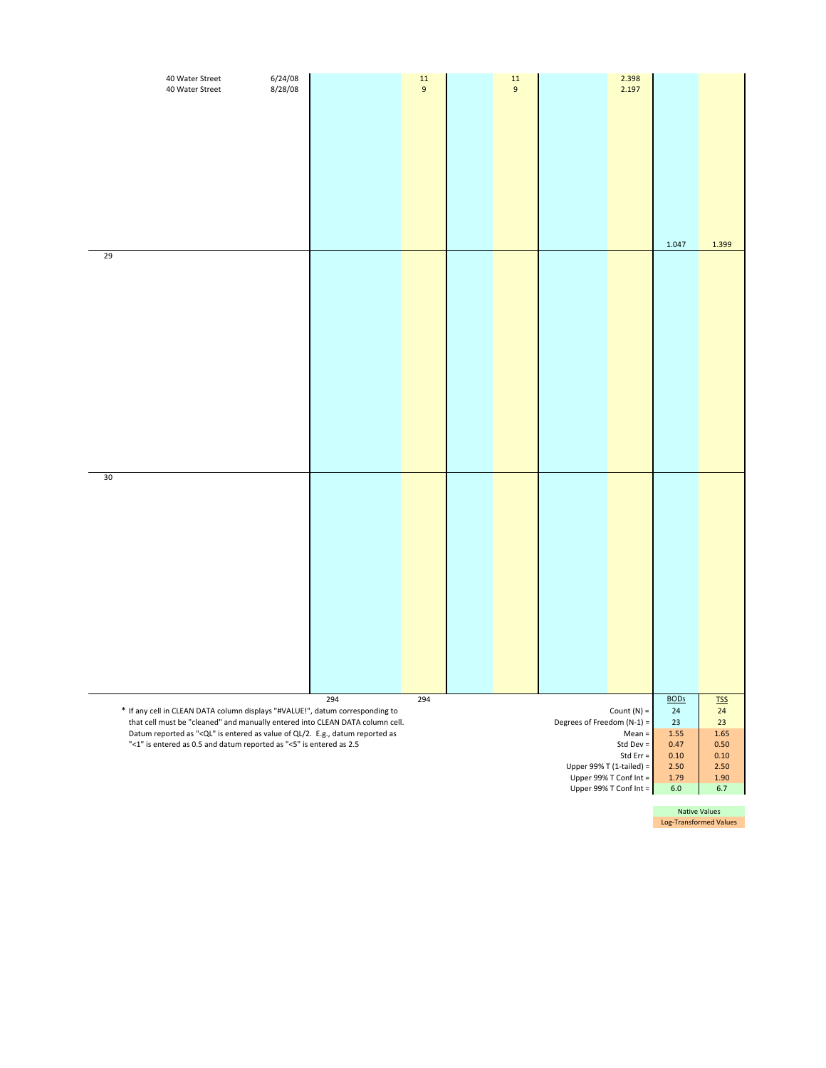| | | | | | | | | | | |
|---|---|---|---|---|---|---|---|---|---|---|
| | 40 Water Street | 6/24/08 | | 11 | | 11 | | 2.398 | | |
| | 40 Water Street | 8/28/08 | | 9 | | 9 | | 2.197 | | |
| | | | | | | | | | 1.047 | 1.399 |
| 29 | | | | | | | | | | |
| 30 | | | | | | | | | | |
| | | | 294 | 294 | | | | | | |

\* If any cell in CLEAN DATA column displays "#VALUE!", datum corresponding to that cell must be "cleaned" and manually entered into CLEAN DATA column cell. Datum reported as "<QL" is entered as value of QL/2. E.g., datum reported as "<1" is entered as 0.5 and datum reported as "<5" is entered as 2.5

| | $BOD_5$ | TSS |
|---|---|---|
| Count (N) = | 24 | 24 |
| Degrees of Freedom (N-1) = | 23 | 23 |
| Mean = | 1.55 | 1.65 |
| Std Dev = | 0.47 | 0.50 |
| Std Err = | 0.10 | 0.10 |
| Upper 99% T (1-tailed) = | 2.50 | 2.50 |
| Upper 99% T Conf Int = | 1.79 | 1.90 |
| Upper 99% T Conf Int = | 6.0 | 6.7 |

Native Values
Log-Transformed Values